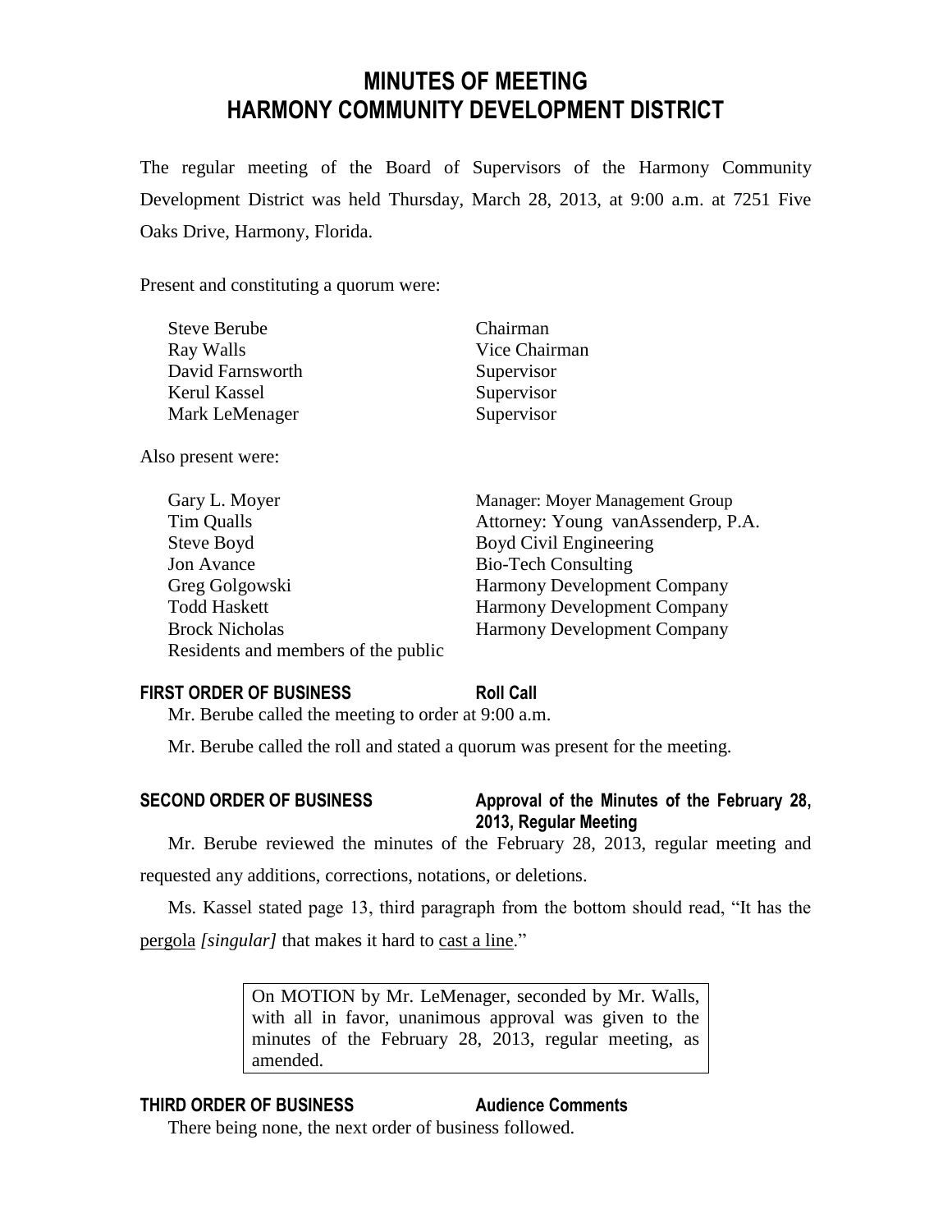# MINUTES OF MEETING
# HARMONY COMMUNITY DEVELOPMENT DISTRICT

The regular meeting of the Board of Supervisors of the Harmony Community Development District was held Thursday, March 28, 2013, at 9:00 a.m. at 7251 Five Oaks Drive, Harmony, Florida.

Present and constituting a quorum were:

| | |
|---|---|
| Steve Berube | Chairman |
| Ray Walls | Vice Chairman |
| David Farnsworth | Supervisor |
| Kerul Kassel | Supervisor |
| Mark LeMenager | Supervisor |

Also present were:

| | |
|---|---|
| Gary L. Moyer | Manager: Moyer Management Group |
| Tim Qualls | Attorney: Young vanAssenderp, P.A. |
| Steve Boyd | Boyd Civil Engineering |
| Jon Avance | Bio-Tech Consulting |
| Greg Golgowski | Harmony Development Company |
| Todd Haskett | Harmony Development Company |
| Brock Nicholas | Harmony Development Company |
| Residents and members of the public | |

**FIRST ORDER OF BUSINESS** **Roll Call**

Mr. Berube called the meeting to order at 9:00 a.m.

Mr. Berube called the roll and stated a quorum was present for the meeting.

**SECOND ORDER OF BUSINESS** **Approval of the Minutes of the February 28, 2013, Regular Meeting**

Mr. Berube reviewed the minutes of the February 28, 2013, regular meeting and requested any additions, corrections, notations, or deletions.

Ms. Kassel stated page 13, third paragraph from the bottom should read, "It has the pergola *[singular]* that makes it hard to cast a line."

> On MOTION by Mr. LeMenager, seconded by Mr. Walls, with all in favor, unanimous approval was given to the minutes of the February 28, 2013, regular meeting, as amended.

**THIRD ORDER OF BUSINESS** **Audience Comments**

There being none, the next order of business followed.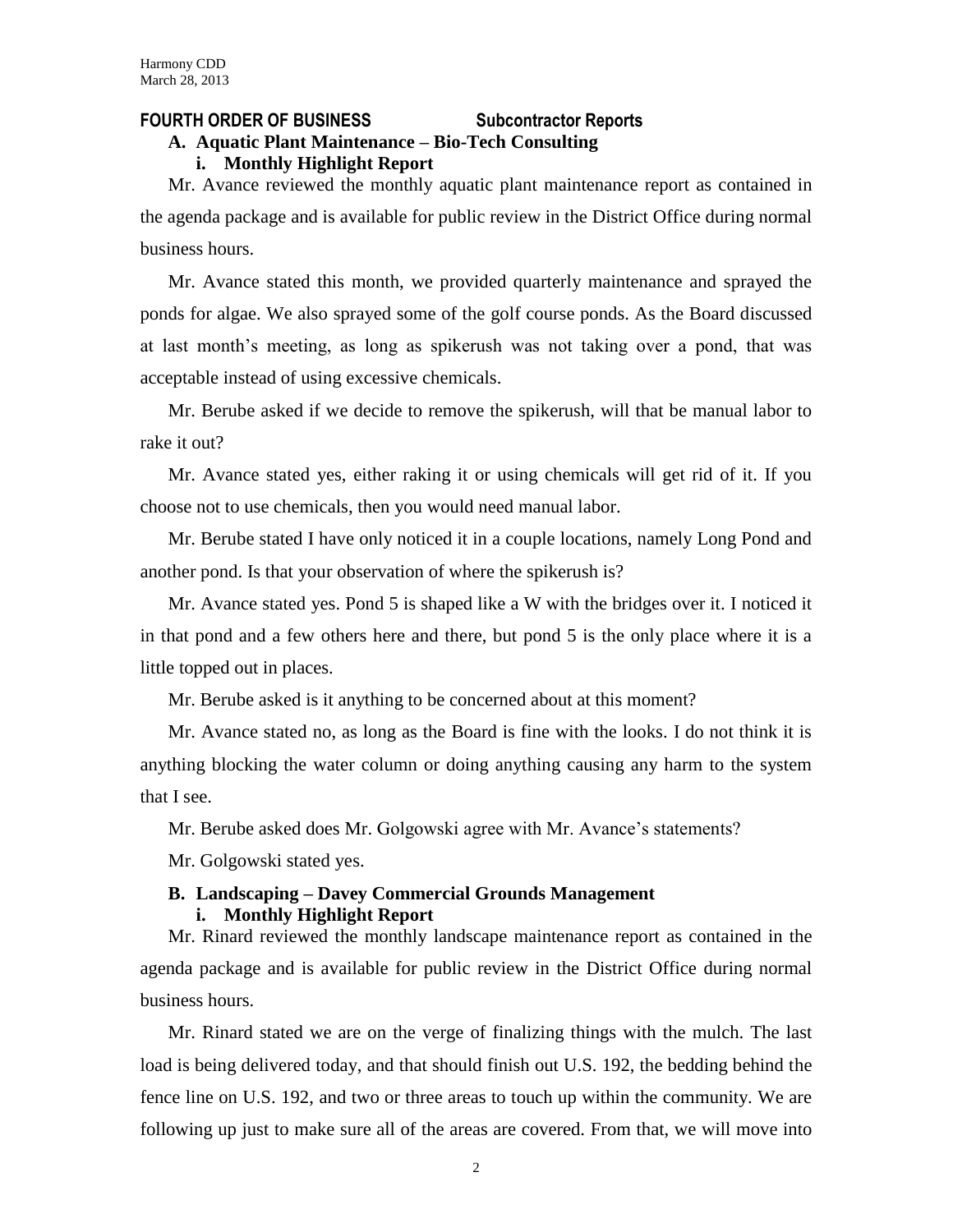## FOURTH ORDER OF BUSINESS Subcontractor Reports

### A. Aquatic Plant Maintenance – Bio-Tech Consulting

#### i. Monthly Highlight Report

Mr. Avance reviewed the monthly aquatic plant maintenance report as contained in the agenda package and is available for public review in the District Office during normal business hours.

Mr. Avance stated this month, we provided quarterly maintenance and sprayed the ponds for algae. We also sprayed some of the golf course ponds. As the Board discussed at last month's meeting, as long as spikerush was not taking over a pond, that was acceptable instead of using excessive chemicals.

Mr. Berube asked if we decide to remove the spikerush, will that be manual labor to rake it out?

Mr. Avance stated yes, either raking it or using chemicals will get rid of it. If you choose not to use chemicals, then you would need manual labor.

Mr. Berube stated I have only noticed it in a couple locations, namely Long Pond and another pond. Is that your observation of where the spikerush is?

Mr. Avance stated yes. Pond 5 is shaped like a W with the bridges over it. I noticed it in that pond and a few others here and there, but pond 5 is the only place where it is a little topped out in places.

Mr. Berube asked is it anything to be concerned about at this moment?

Mr. Avance stated no, as long as the Board is fine with the looks. I do not think it is anything blocking the water column or doing anything causing any harm to the system that I see.

Mr. Berube asked does Mr. Golgowski agree with Mr. Avance's statements?

Mr. Golgowski stated yes.

### B. Landscaping – Davey Commercial Grounds Management

#### i. Monthly Highlight Report

Mr. Rinard reviewed the monthly landscape maintenance report as contained in the agenda package and is available for public review in the District Office during normal business hours.

Mr. Rinard stated we are on the verge of finalizing things with the mulch. The last load is being delivered today, and that should finish out U.S. 192, the bedding behind the fence line on U.S. 192, and two or three areas to touch up within the community. We are following up just to make sure all of the areas are covered. From that, we will move into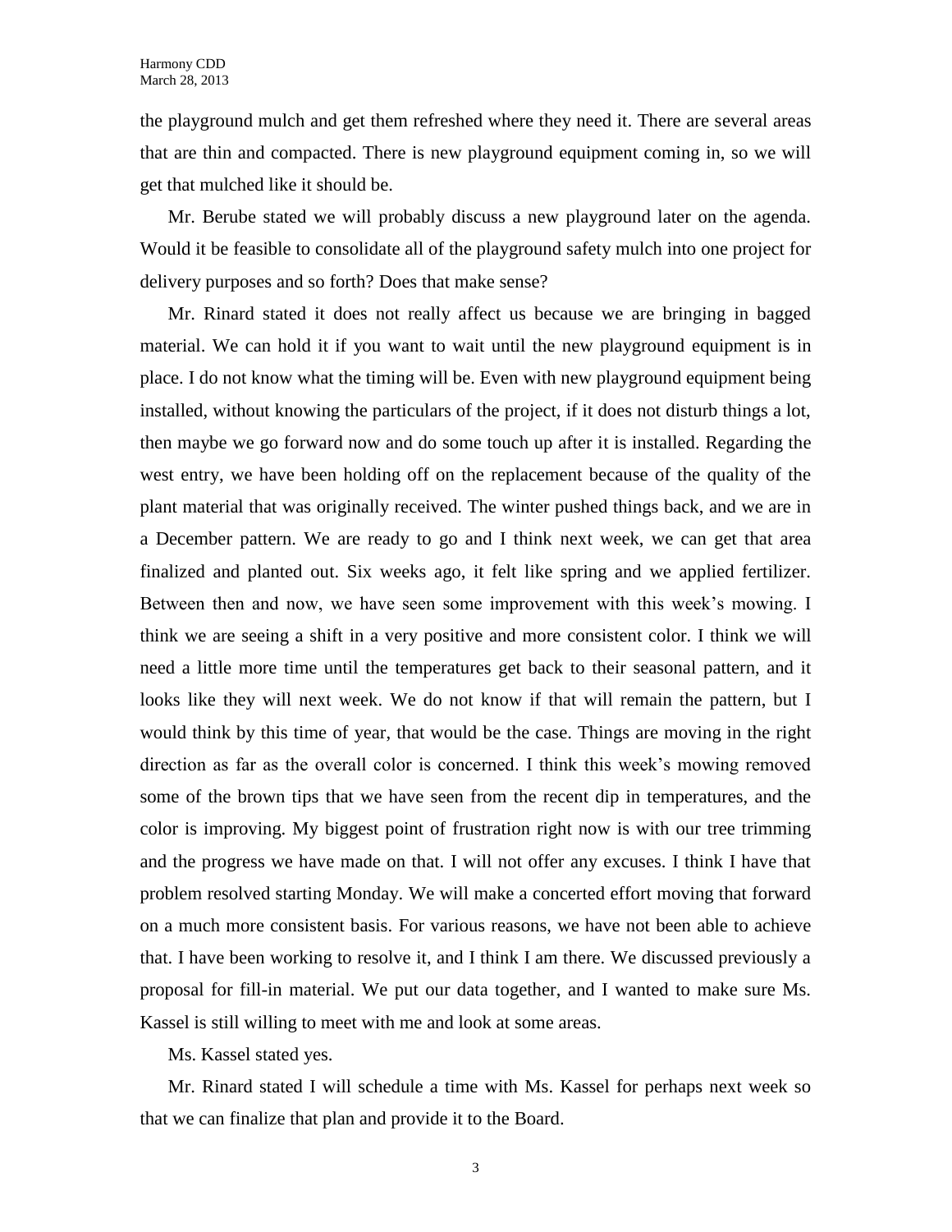the playground mulch and get them refreshed where they need it. There are several areas that are thin and compacted. There is new playground equipment coming in, so we will get that mulched like it should be.

Mr. Berube stated we will probably discuss a new playground later on the agenda. Would it be feasible to consolidate all of the playground safety mulch into one project for delivery purposes and so forth? Does that make sense?

Mr. Rinard stated it does not really affect us because we are bringing in bagged material. We can hold it if you want to wait until the new playground equipment is in place. I do not know what the timing will be. Even with new playground equipment being installed, without knowing the particulars of the project, if it does not disturb things a lot, then maybe we go forward now and do some touch up after it is installed. Regarding the west entry, we have been holding off on the replacement because of the quality of the plant material that was originally received. The winter pushed things back, and we are in a December pattern. We are ready to go and I think next week, we can get that area finalized and planted out. Six weeks ago, it felt like spring and we applied fertilizer. Between then and now, we have seen some improvement with this week's mowing. I think we are seeing a shift in a very positive and more consistent color. I think we will need a little more time until the temperatures get back to their seasonal pattern, and it looks like they will next week. We do not know if that will remain the pattern, but I would think by this time of year, that would be the case. Things are moving in the right direction as far as the overall color is concerned. I think this week's mowing removed some of the brown tips that we have seen from the recent dip in temperatures, and the color is improving. My biggest point of frustration right now is with our tree trimming and the progress we have made on that. I will not offer any excuses. I think I have that problem resolved starting Monday. We will make a concerted effort moving that forward on a much more consistent basis. For various reasons, we have not been able to achieve that. I have been working to resolve it, and I think I am there. We discussed previously a proposal for fill-in material. We put our data together, and I wanted to make sure Ms. Kassel is still willing to meet with me and look at some areas.

Ms. Kassel stated yes.

Mr. Rinard stated I will schedule a time with Ms. Kassel for perhaps next week so that we can finalize that plan and provide it to the Board.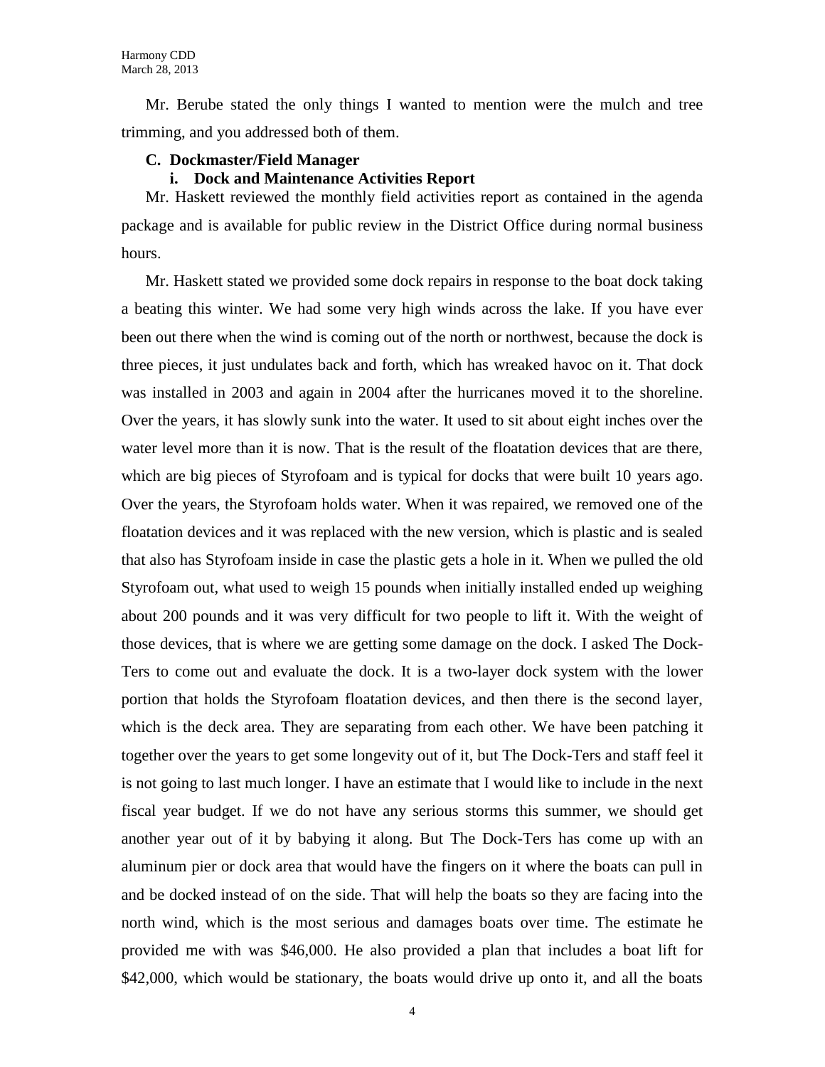Mr. Berube stated the only things I wanted to mention were the mulch and tree trimming, and you addressed both of them.

**C. Dockmaster/Field Manager**

**i. Dock and Maintenance Activities Report**

Mr. Haskett reviewed the monthly field activities report as contained in the agenda package and is available for public review in the District Office during normal business hours.

Mr. Haskett stated we provided some dock repairs in response to the boat dock taking a beating this winter. We had some very high winds across the lake. If you have ever been out there when the wind is coming out of the north or northwest, because the dock is three pieces, it just undulates back and forth, which has wreaked havoc on it. That dock was installed in 2003 and again in 2004 after the hurricanes moved it to the shoreline. Over the years, it has slowly sunk into the water. It used to sit about eight inches over the water level more than it is now. That is the result of the floatation devices that are there, which are big pieces of Styrofoam and is typical for docks that were built 10 years ago. Over the years, the Styrofoam holds water. When it was repaired, we removed one of the floatation devices and it was replaced with the new version, which is plastic and is sealed that also has Styrofoam inside in case the plastic gets a hole in it. When we pulled the old Styrofoam out, what used to weigh 15 pounds when initially installed ended up weighing about 200 pounds and it was very difficult for two people to lift it. With the weight of those devices, that is where we are getting some damage on the dock. I asked The Dock-Ters to come out and evaluate the dock. It is a two-layer dock system with the lower portion that holds the Styrofoam floatation devices, and then there is the second layer, which is the deck area. They are separating from each other. We have been patching it together over the years to get some longevity out of it, but The Dock-Ters and staff feel it is not going to last much longer. I have an estimate that I would like to include in the next fiscal year budget. If we do not have any serious storms this summer, we should get another year out of it by babying it along. But The Dock-Ters has come up with an aluminum pier or dock area that would have the fingers on it where the boats can pull in and be docked instead of on the side. That will help the boats so they are facing into the north wind, which is the most serious and damages boats over time. The estimate he provided me with was $46,000. He also provided a plan that includes a boat lift for $42,000, which would be stationary, the boats would drive up onto it, and all the boats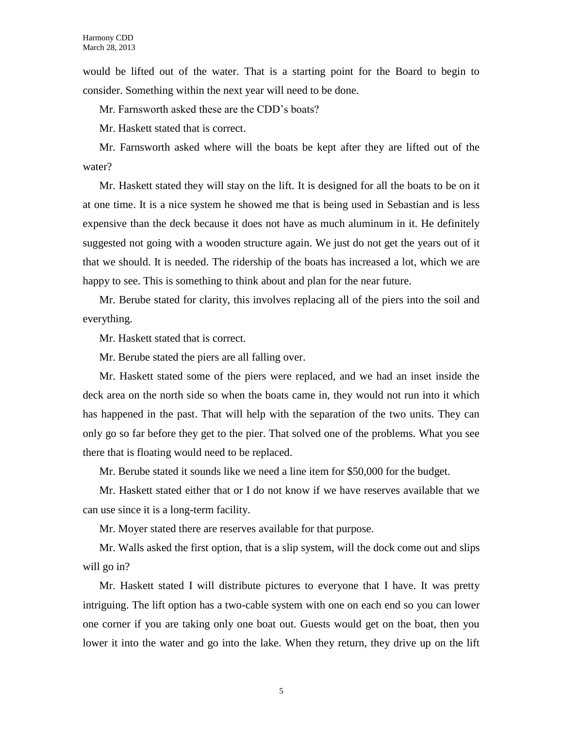would be lifted out of the water. That is a starting point for the Board to begin to consider. Something within the next year will need to be done.

Mr. Farnsworth asked these are the CDD's boats?

Mr. Haskett stated that is correct.

Mr. Farnsworth asked where will the boats be kept after they are lifted out of the water?

Mr. Haskett stated they will stay on the lift. It is designed for all the boats to be on it at one time. It is a nice system he showed me that is being used in Sebastian and is less expensive than the deck because it does not have as much aluminum in it. He definitely suggested not going with a wooden structure again. We just do not get the years out of it that we should. It is needed. The ridership of the boats has increased a lot, which we are happy to see. This is something to think about and plan for the near future.

Mr. Berube stated for clarity, this involves replacing all of the piers into the soil and everything.

Mr. Haskett stated that is correct.

Mr. Berube stated the piers are all falling over.

Mr. Haskett stated some of the piers were replaced, and we had an inset inside the deck area on the north side so when the boats came in, they would not run into it which has happened in the past. That will help with the separation of the two units. They can only go so far before they get to the pier. That solved one of the problems. What you see there that is floating would need to be replaced.

Mr. Berube stated it sounds like we need a line item for $50,000 for the budget.

Mr. Haskett stated either that or I do not know if we have reserves available that we can use since it is a long-term facility.

Mr. Moyer stated there are reserves available for that purpose.

Mr. Walls asked the first option, that is a slip system, will the dock come out and slips will go in?

Mr. Haskett stated I will distribute pictures to everyone that I have. It was pretty intriguing. The lift option has a two-cable system with one on each end so you can lower one corner if you are taking only one boat out. Guests would get on the boat, then you lower it into the water and go into the lake. When they return, they drive up on the lift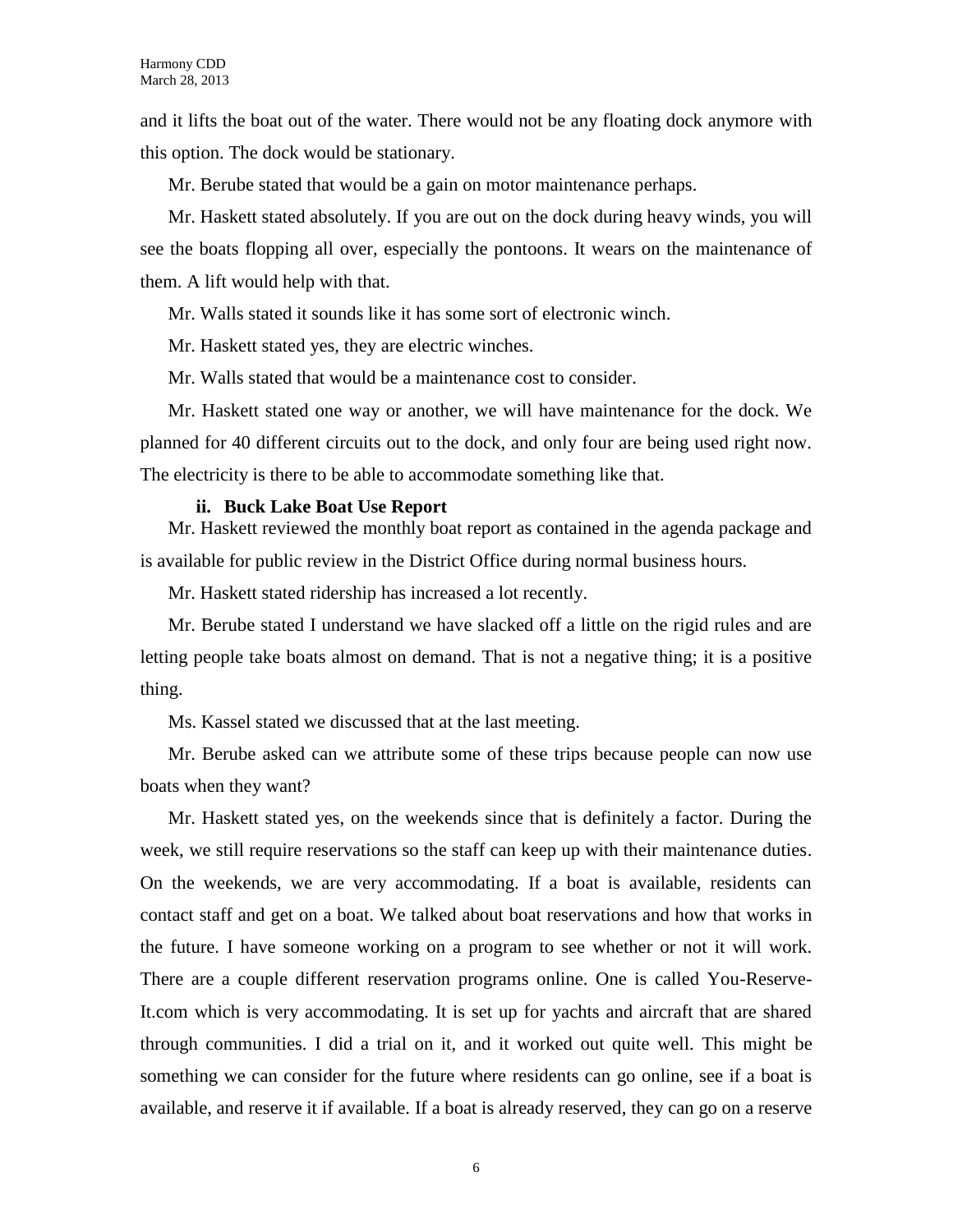and it lifts the boat out of the water. There would not be any floating dock anymore with this option. The dock would be stationary.

Mr. Berube stated that would be a gain on motor maintenance perhaps.

Mr. Haskett stated absolutely. If you are out on the dock during heavy winds, you will see the boats flopping all over, especially the pontoons. It wears on the maintenance of them. A lift would help with that.

Mr. Walls stated it sounds like it has some sort of electronic winch.

Mr. Haskett stated yes, they are electric winches.

Mr. Walls stated that would be a maintenance cost to consider.

Mr. Haskett stated one way or another, we will have maintenance for the dock. We planned for 40 different circuits out to the dock, and only four are being used right now. The electricity is there to be able to accommodate something like that.

**ii. Buck Lake Boat Use Report**

Mr. Haskett reviewed the monthly boat report as contained in the agenda package and is available for public review in the District Office during normal business hours.

Mr. Haskett stated ridership has increased a lot recently.

Mr. Berube stated I understand we have slacked off a little on the rigid rules and are letting people take boats almost on demand. That is not a negative thing; it is a positive thing.

Ms. Kassel stated we discussed that at the last meeting.

Mr. Berube asked can we attribute some of these trips because people can now use boats when they want?

Mr. Haskett stated yes, on the weekends since that is definitely a factor. During the week, we still require reservations so the staff can keep up with their maintenance duties. On the weekends, we are very accommodating. If a boat is available, residents can contact staff and get on a boat. We talked about boat reservations and how that works in the future. I have someone working on a program to see whether or not it will work. There are a couple different reservation programs online. One is called You-Reserve-It.com which is very accommodating. It is set up for yachts and aircraft that are shared through communities. I did a trial on it, and it worked out quite well. This might be something we can consider for the future where residents can go online, see if a boat is available, and reserve it if available. If a boat is already reserved, they can go on a reserve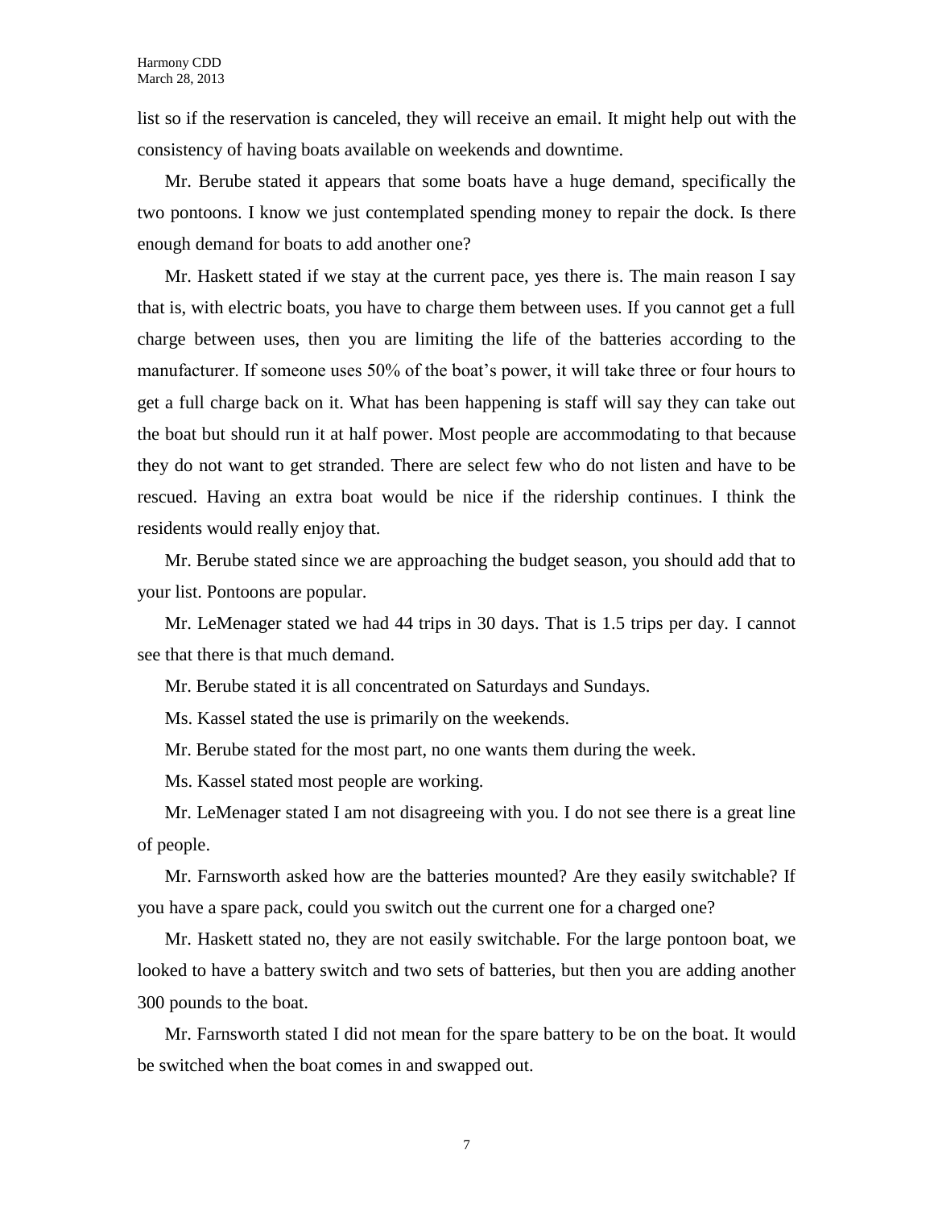list so if the reservation is canceled, they will receive an email. It might help out with the consistency of having boats available on weekends and downtime.

Mr. Berube stated it appears that some boats have a huge demand, specifically the two pontoons. I know we just contemplated spending money to repair the dock. Is there enough demand for boats to add another one?

Mr. Haskett stated if we stay at the current pace, yes there is. The main reason I say that is, with electric boats, you have to charge them between uses. If you cannot get a full charge between uses, then you are limiting the life of the batteries according to the manufacturer. If someone uses 50% of the boat's power, it will take three or four hours to get a full charge back on it. What has been happening is staff will say they can take out the boat but should run it at half power. Most people are accommodating to that because they do not want to get stranded. There are select few who do not listen and have to be rescued. Having an extra boat would be nice if the ridership continues. I think the residents would really enjoy that.

Mr. Berube stated since we are approaching the budget season, you should add that to your list. Pontoons are popular.

Mr. LeMenager stated we had 44 trips in 30 days. That is 1.5 trips per day. I cannot see that there is that much demand.

Mr. Berube stated it is all concentrated on Saturdays and Sundays.

Ms. Kassel stated the use is primarily on the weekends.

Mr. Berube stated for the most part, no one wants them during the week.

Ms. Kassel stated most people are working.

Mr. LeMenager stated I am not disagreeing with you. I do not see there is a great line of people.

Mr. Farnsworth asked how are the batteries mounted? Are they easily switchable? If you have a spare pack, could you switch out the current one for a charged one?

Mr. Haskett stated no, they are not easily switchable. For the large pontoon boat, we looked to have a battery switch and two sets of batteries, but then you are adding another 300 pounds to the boat.

Mr. Farnsworth stated I did not mean for the spare battery to be on the boat. It would be switched when the boat comes in and swapped out.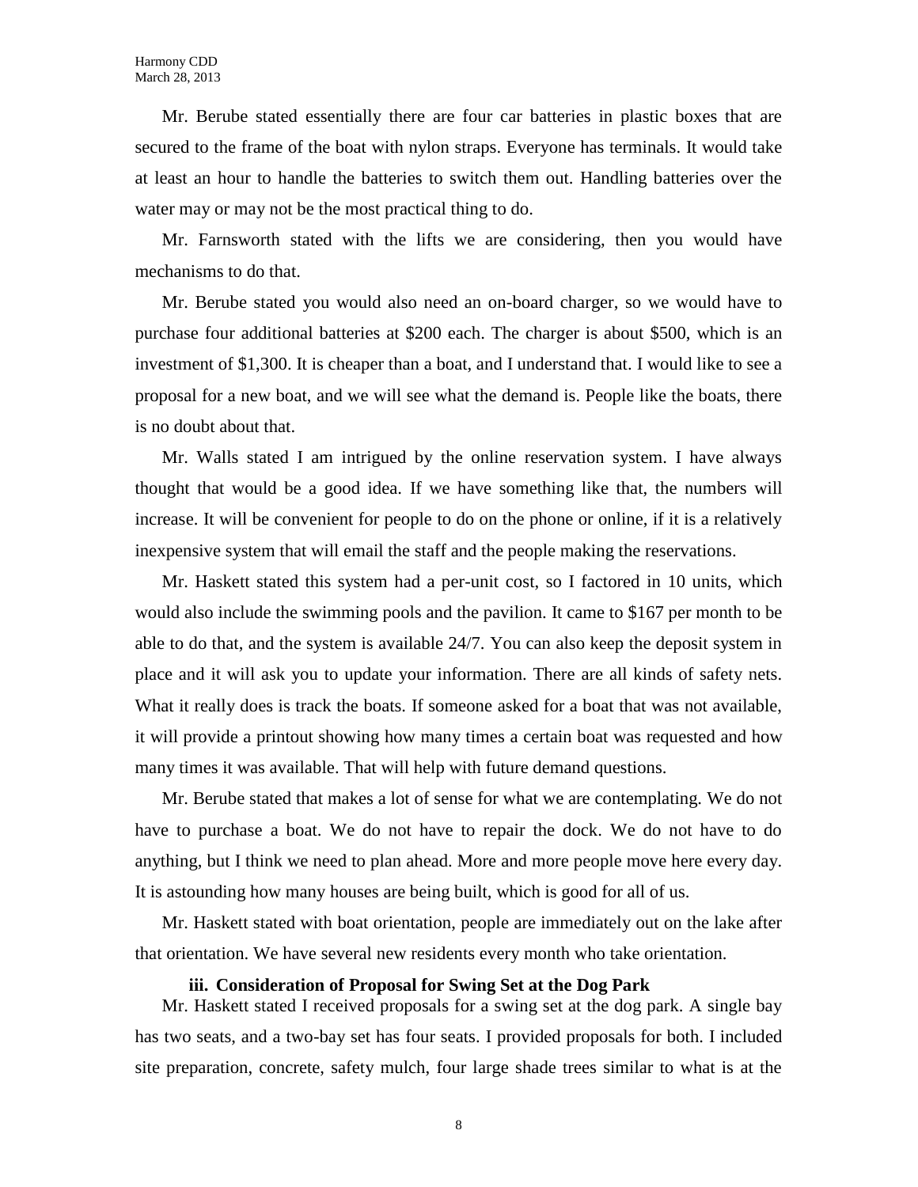Mr. Berube stated essentially there are four car batteries in plastic boxes that are secured to the frame of the boat with nylon straps. Everyone has terminals. It would take at least an hour to handle the batteries to switch them out. Handling batteries over the water may or may not be the most practical thing to do.

Mr. Farnsworth stated with the lifts we are considering, then you would have mechanisms to do that.

Mr. Berube stated you would also need an on-board charger, so we would have to purchase four additional batteries at $200 each. The charger is about $500, which is an investment of $1,300. It is cheaper than a boat, and I understand that. I would like to see a proposal for a new boat, and we will see what the demand is. People like the boats, there is no doubt about that.

Mr. Walls stated I am intrigued by the online reservation system. I have always thought that would be a good idea. If we have something like that, the numbers will increase. It will be convenient for people to do on the phone or online, if it is a relatively inexpensive system that will email the staff and the people making the reservations.

Mr. Haskett stated this system had a per-unit cost, so I factored in 10 units, which would also include the swimming pools and the pavilion. It came to $167 per month to be able to do that, and the system is available 24/7. You can also keep the deposit system in place and it will ask you to update your information. There are all kinds of safety nets. What it really does is track the boats. If someone asked for a boat that was not available, it will provide a printout showing how many times a certain boat was requested and how many times it was available. That will help with future demand questions.

Mr. Berube stated that makes a lot of sense for what we are contemplating. We do not have to purchase a boat. We do not have to repair the dock. We do not have to do anything, but I think we need to plan ahead. More and more people move here every day. It is astounding how many houses are being built, which is good for all of us.

Mr. Haskett stated with boat orientation, people are immediately out on the lake after that orientation. We have several new residents every month who take orientation.

**iii. Consideration of Proposal for Swing Set at the Dog Park**

Mr. Haskett stated I received proposals for a swing set at the dog park. A single bay has two seats, and a two-bay set has four seats. I provided proposals for both. I included site preparation, concrete, safety mulch, four large shade trees similar to what is at the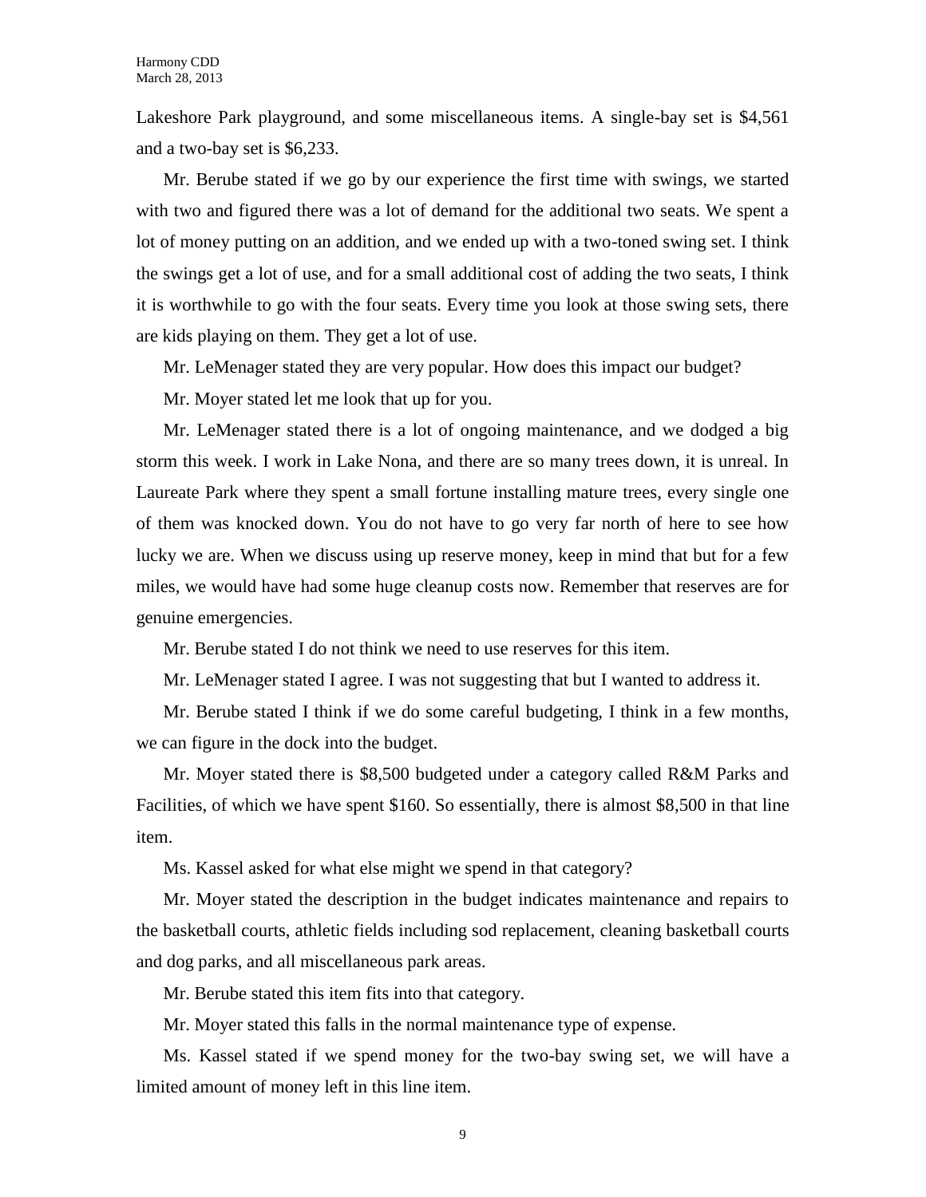Lakeshore Park playground, and some miscellaneous items. A single-bay set is $4,561 and a two-bay set is $6,233.

Mr. Berube stated if we go by our experience the first time with swings, we started with two and figured there was a lot of demand for the additional two seats. We spent a lot of money putting on an addition, and we ended up with a two-toned swing set. I think the swings get a lot of use, and for a small additional cost of adding the two seats, I think it is worthwhile to go with the four seats. Every time you look at those swing sets, there are kids playing on them. They get a lot of use.

Mr. LeMenager stated they are very popular. How does this impact our budget?

Mr. Moyer stated let me look that up for you.

Mr. LeMenager stated there is a lot of ongoing maintenance, and we dodged a big storm this week. I work in Lake Nona, and there are so many trees down, it is unreal. In Laureate Park where they spent a small fortune installing mature trees, every single one of them was knocked down. You do not have to go very far north of here to see how lucky we are. When we discuss using up reserve money, keep in mind that but for a few miles, we would have had some huge cleanup costs now. Remember that reserves are for genuine emergencies.

Mr. Berube stated I do not think we need to use reserves for this item.

Mr. LeMenager stated I agree. I was not suggesting that but I wanted to address it.

Mr. Berube stated I think if we do some careful budgeting, I think in a few months, we can figure in the dock into the budget.

Mr. Moyer stated there is $8,500 budgeted under a category called R&M Parks and Facilities, of which we have spent $160. So essentially, there is almost $8,500 in that line item.

Ms. Kassel asked for what else might we spend in that category?

Mr. Moyer stated the description in the budget indicates maintenance and repairs to the basketball courts, athletic fields including sod replacement, cleaning basketball courts and dog parks, and all miscellaneous park areas.

Mr. Berube stated this item fits into that category.

Mr. Moyer stated this falls in the normal maintenance type of expense.

Ms. Kassel stated if we spend money for the two-bay swing set, we will have a limited amount of money left in this line item.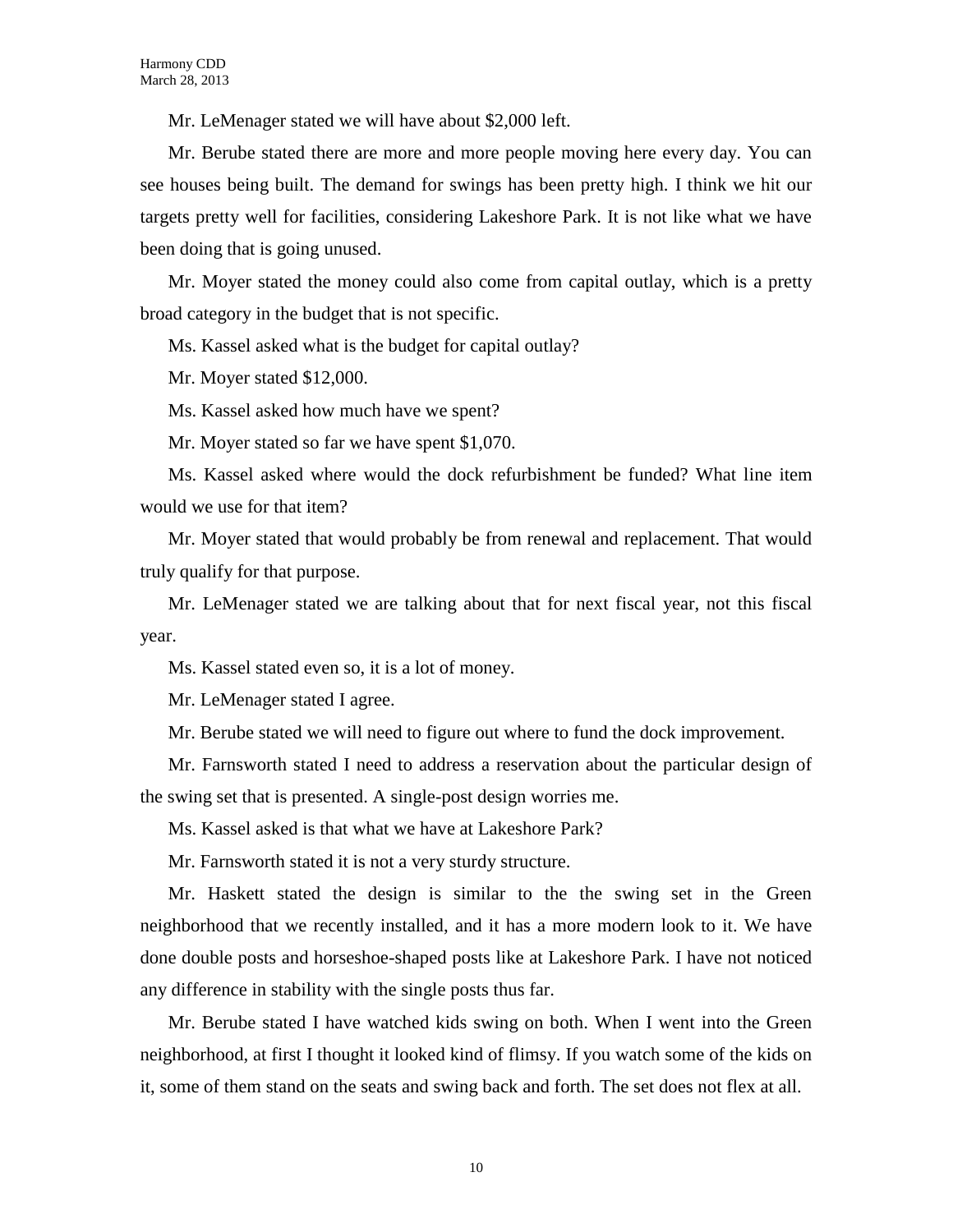Mr. LeMenager stated we will have about $2,000 left.

Mr. Berube stated there are more and more people moving here every day. You can see houses being built. The demand for swings has been pretty high. I think we hit our targets pretty well for facilities, considering Lakeshore Park. It is not like what we have been doing that is going unused.

Mr. Moyer stated the money could also come from capital outlay, which is a pretty broad category in the budget that is not specific.

Ms. Kassel asked what is the budget for capital outlay?

Mr. Moyer stated $12,000.

Ms. Kassel asked how much have we spent?

Mr. Moyer stated so far we have spent $1,070.

Ms. Kassel asked where would the dock refurbishment be funded? What line item would we use for that item?

Mr. Moyer stated that would probably be from renewal and replacement. That would truly qualify for that purpose.

Mr. LeMenager stated we are talking about that for next fiscal year, not this fiscal year.

Ms. Kassel stated even so, it is a lot of money.

Mr. LeMenager stated I agree.

Mr. Berube stated we will need to figure out where to fund the dock improvement.

Mr. Farnsworth stated I need to address a reservation about the particular design of the swing set that is presented. A single-post design worries me.

Ms. Kassel asked is that what we have at Lakeshore Park?

Mr. Farnsworth stated it is not a very sturdy structure.

Mr. Haskett stated the design is similar to the the swing set in the Green neighborhood that we recently installed, and it has a more modern look to it. We have done double posts and horseshoe-shaped posts like at Lakeshore Park. I have not noticed any difference in stability with the single posts thus far.

Mr. Berube stated I have watched kids swing on both. When I went into the Green neighborhood, at first I thought it looked kind of flimsy. If you watch some of the kids on it, some of them stand on the seats and swing back and forth. The set does not flex at all.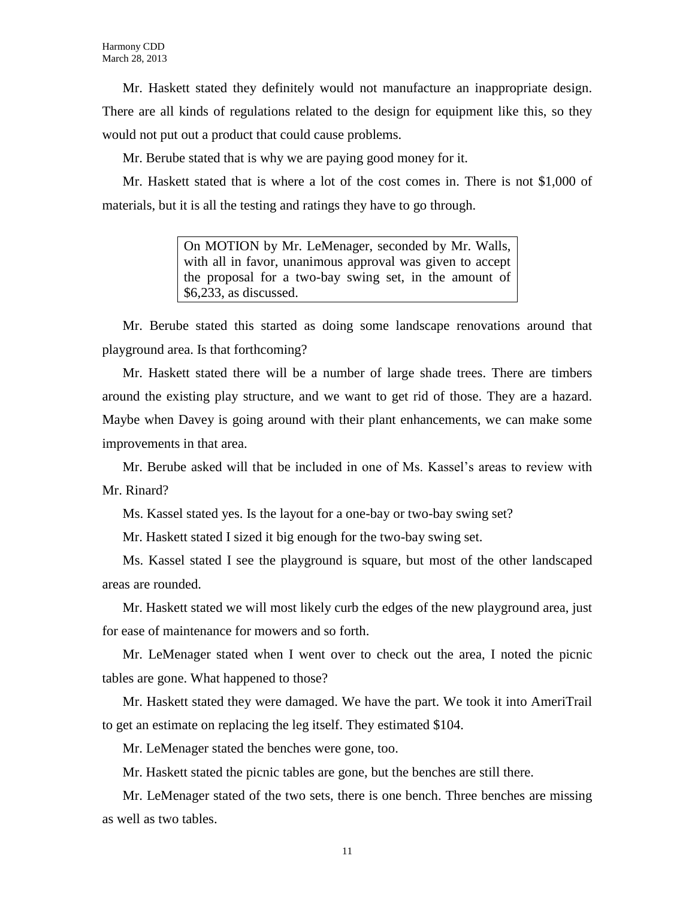Mr. Haskett stated they definitely would not manufacture an inappropriate design. There are all kinds of regulations related to the design for equipment like this, so they would not put out a product that could cause problems.

Mr. Berube stated that is why we are paying good money for it.

Mr. Haskett stated that is where a lot of the cost comes in. There is not $1,000 of materials, but it is all the testing and ratings they have to go through.

> On MOTION by Mr. LeMenager, seconded by Mr. Walls, with all in favor, unanimous approval was given to accept the proposal for a two-bay swing set, in the amount of $6,233, as discussed.

Mr. Berube stated this started as doing some landscape renovations around that playground area. Is that forthcoming?

Mr. Haskett stated there will be a number of large shade trees. There are timbers around the existing play structure, and we want to get rid of those. They are a hazard. Maybe when Davey is going around with their plant enhancements, we can make some improvements in that area.

Mr. Berube asked will that be included in one of Ms. Kassel's areas to review with Mr. Rinard?

Ms. Kassel stated yes. Is the layout for a one-bay or two-bay swing set?

Mr. Haskett stated I sized it big enough for the two-bay swing set.

Ms. Kassel stated I see the playground is square, but most of the other landscaped areas are rounded.

Mr. Haskett stated we will most likely curb the edges of the new playground area, just for ease of maintenance for mowers and so forth.

Mr. LeMenager stated when I went over to check out the area, I noted the picnic tables are gone. What happened to those?

Mr. Haskett stated they were damaged. We have the part. We took it into AmeriTrail to get an estimate on replacing the leg itself. They estimated $104.

Mr. LeMenager stated the benches were gone, too.

Mr. Haskett stated the picnic tables are gone, but the benches are still there.

Mr. LeMenager stated of the two sets, there is one bench. Three benches are missing as well as two tables.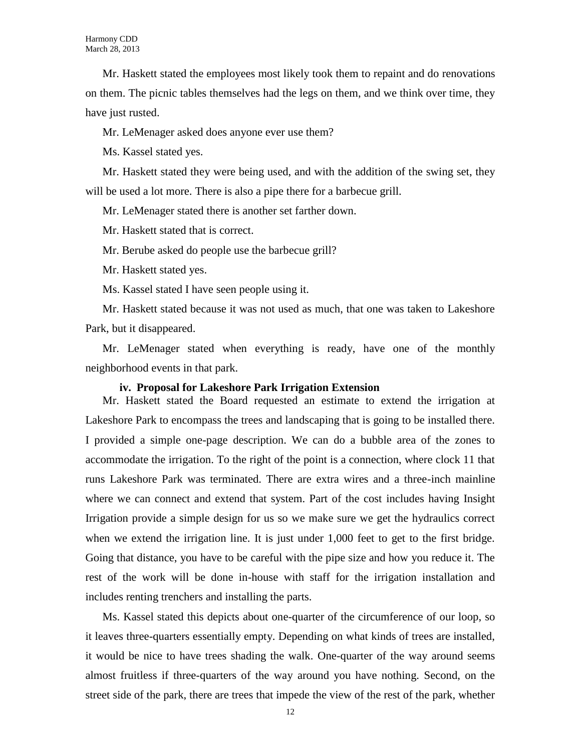Mr. Haskett stated the employees most likely took them to repaint and do renovations on them. The picnic tables themselves had the legs on them, and we think over time, they have just rusted.

Mr. LeMenager asked does anyone ever use them?

Ms. Kassel stated yes.

Mr. Haskett stated they were being used, and with the addition of the swing set, they will be used a lot more. There is also a pipe there for a barbecue grill.

Mr. LeMenager stated there is another set farther down.

Mr. Haskett stated that is correct.

Mr. Berube asked do people use the barbecue grill?

Mr. Haskett stated yes.

Ms. Kassel stated I have seen people using it.

Mr. Haskett stated because it was not used as much, that one was taken to Lakeshore Park, but it disappeared.

Mr. LeMenager stated when everything is ready, have one of the monthly neighborhood events in that park.

**iv. Proposal for Lakeshore Park Irrigation Extension**

Mr. Haskett stated the Board requested an estimate to extend the irrigation at Lakeshore Park to encompass the trees and landscaping that is going to be installed there. I provided a simple one-page description. We can do a bubble area of the zones to accommodate the irrigation. To the right of the point is a connection, where clock 11 that runs Lakeshore Park was terminated. There are extra wires and a three-inch mainline where we can connect and extend that system. Part of the cost includes having Insight Irrigation provide a simple design for us so we make sure we get the hydraulics correct when we extend the irrigation line. It is just under 1,000 feet to get to the first bridge. Going that distance, you have to be careful with the pipe size and how you reduce it. The rest of the work will be done in-house with staff for the irrigation installation and includes renting trenchers and installing the parts.

Ms. Kassel stated this depicts about one-quarter of the circumference of our loop, so it leaves three-quarters essentially empty. Depending on what kinds of trees are installed, it would be nice to have trees shading the walk. One-quarter of the way around seems almost fruitless if three-quarters of the way around you have nothing. Second, on the street side of the park, there are trees that impede the view of the rest of the park, whether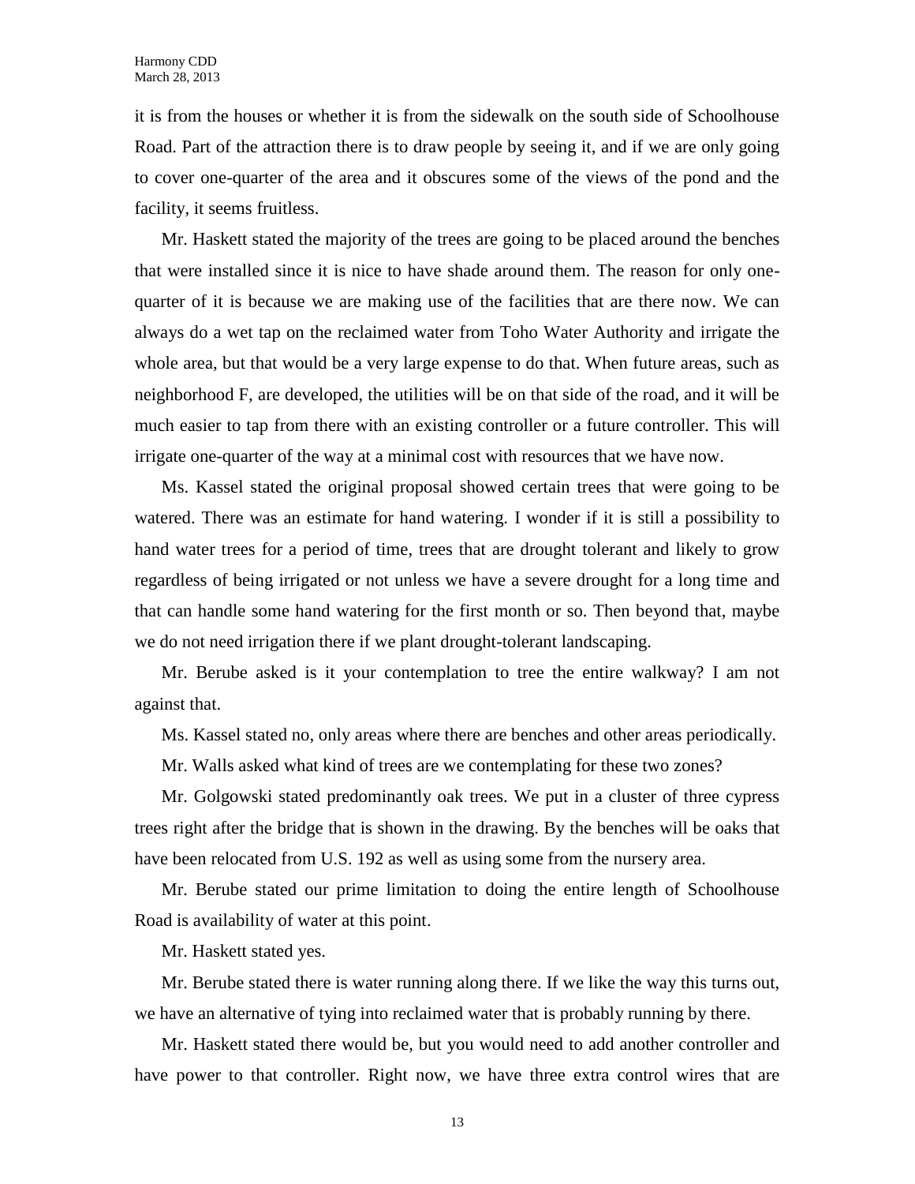it is from the houses or whether it is from the sidewalk on the south side of Schoolhouse Road. Part of the attraction there is to draw people by seeing it, and if we are only going to cover one-quarter of the area and it obscures some of the views of the pond and the facility, it seems fruitless.

Mr. Haskett stated the majority of the trees are going to be placed around the benches that were installed since it is nice to have shade around them. The reason for only one-quarter of it is because we are making use of the facilities that are there now. We can always do a wet tap on the reclaimed water from Toho Water Authority and irrigate the whole area, but that would be a very large expense to do that. When future areas, such as neighborhood F, are developed, the utilities will be on that side of the road, and it will be much easier to tap from there with an existing controller or a future controller. This will irrigate one-quarter of the way at a minimal cost with resources that we have now.

Ms. Kassel stated the original proposal showed certain trees that were going to be watered. There was an estimate for hand watering. I wonder if it is still a possibility to hand water trees for a period of time, trees that are drought tolerant and likely to grow regardless of being irrigated or not unless we have a severe drought for a long time and that can handle some hand watering for the first month or so. Then beyond that, maybe we do not need irrigation there if we plant drought-tolerant landscaping.

Mr. Berube asked is it your contemplation to tree the entire walkway? I am not against that.

Ms. Kassel stated no, only areas where there are benches and other areas periodically.

Mr. Walls asked what kind of trees are we contemplating for these two zones?

Mr. Golgowski stated predominantly oak trees. We put in a cluster of three cypress trees right after the bridge that is shown in the drawing. By the benches will be oaks that have been relocated from U.S. 192 as well as using some from the nursery area.

Mr. Berube stated our prime limitation to doing the entire length of Schoolhouse Road is availability of water at this point.

Mr. Haskett stated yes.

Mr. Berube stated there is water running along there. If we like the way this turns out, we have an alternative of tying into reclaimed water that is probably running by there.

Mr. Haskett stated there would be, but you would need to add another controller and have power to that controller. Right now, we have three extra control wires that are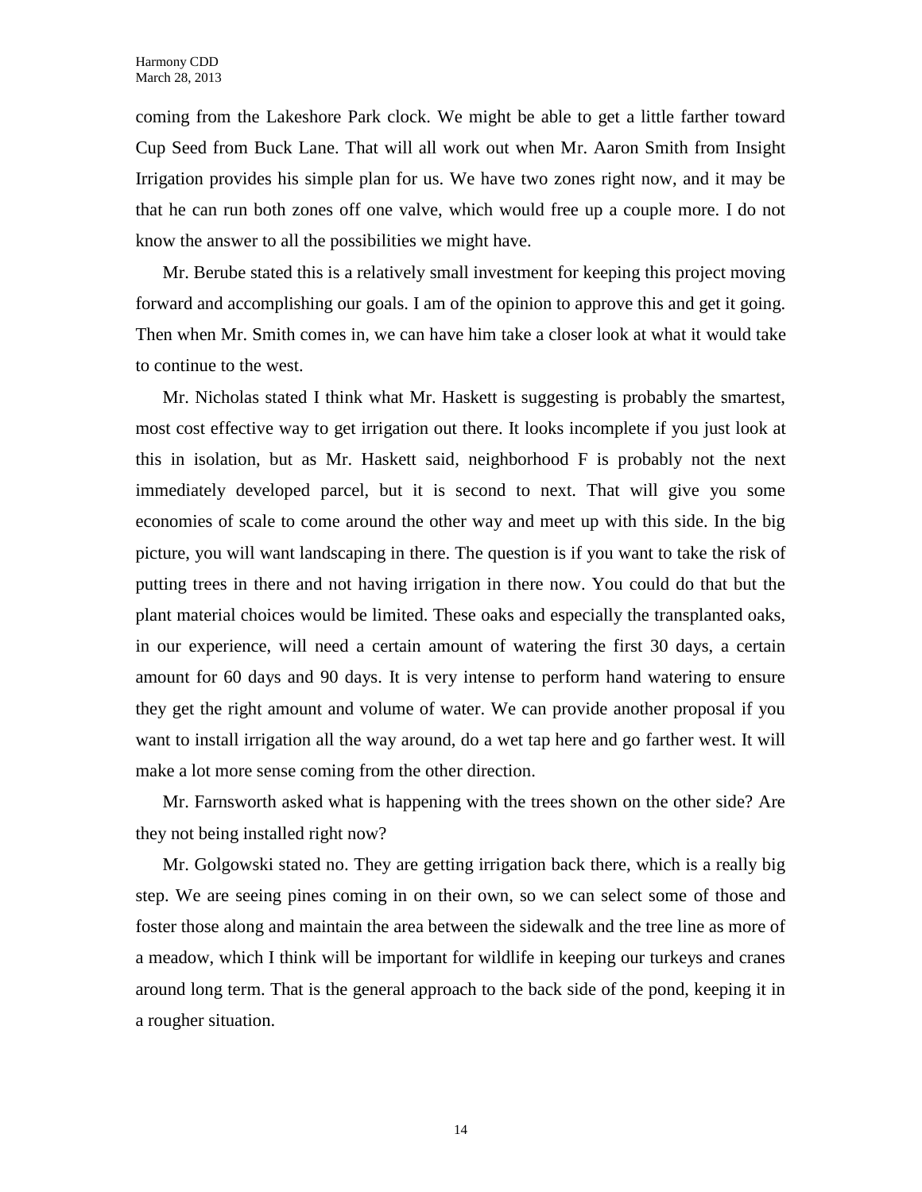coming from the Lakeshore Park clock. We might be able to get a little farther toward Cup Seed from Buck Lane. That will all work out when Mr. Aaron Smith from Insight Irrigation provides his simple plan for us. We have two zones right now, and it may be that he can run both zones off one valve, which would free up a couple more. I do not know the answer to all the possibilities we might have.

Mr. Berube stated this is a relatively small investment for keeping this project moving forward and accomplishing our goals. I am of the opinion to approve this and get it going. Then when Mr. Smith comes in, we can have him take a closer look at what it would take to continue to the west.

Mr. Nicholas stated I think what Mr. Haskett is suggesting is probably the smartest, most cost effective way to get irrigation out there. It looks incomplete if you just look at this in isolation, but as Mr. Haskett said, neighborhood F is probably not the next immediately developed parcel, but it is second to next. That will give you some economies of scale to come around the other way and meet up with this side. In the big picture, you will want landscaping in there. The question is if you want to take the risk of putting trees in there and not having irrigation in there now. You could do that but the plant material choices would be limited. These oaks and especially the transplanted oaks, in our experience, will need a certain amount of watering the first 30 days, a certain amount for 60 days and 90 days. It is very intense to perform hand watering to ensure they get the right amount and volume of water. We can provide another proposal if you want to install irrigation all the way around, do a wet tap here and go farther west. It will make a lot more sense coming from the other direction.

Mr. Farnsworth asked what is happening with the trees shown on the other side? Are they not being installed right now?

Mr. Golgowski stated no. They are getting irrigation back there, which is a really big step. We are seeing pines coming in on their own, so we can select some of those and foster those along and maintain the area between the sidewalk and the tree line as more of a meadow, which I think will be important for wildlife in keeping our turkeys and cranes around long term. That is the general approach to the back side of the pond, keeping it in a rougher situation.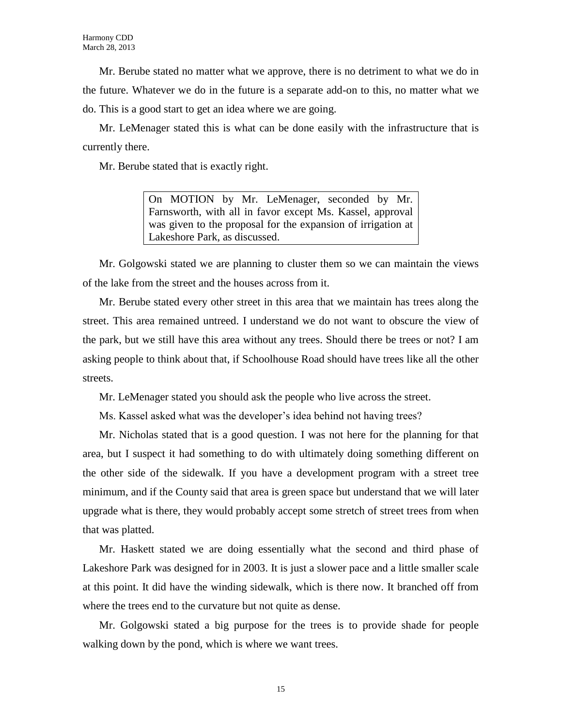Mr. Berube stated no matter what we approve, there is no detriment to what we do in the future. Whatever we do in the future is a separate add-on to this, no matter what we do. This is a good start to get an idea where we are going.

Mr. LeMenager stated this is what can be done easily with the infrastructure that is currently there.

Mr. Berube stated that is exactly right.

> On MOTION by Mr. LeMenager, seconded by Mr. Farnsworth, with all in favor except Ms. Kassel, approval was given to the proposal for the expansion of irrigation at Lakeshore Park, as discussed.

Mr. Golgowski stated we are planning to cluster them so we can maintain the views of the lake from the street and the houses across from it.

Mr. Berube stated every other street in this area that we maintain has trees along the street. This area remained untreed. I understand we do not want to obscure the view of the park, but we still have this area without any trees. Should there be trees or not? I am asking people to think about that, if Schoolhouse Road should have trees like all the other streets.

Mr. LeMenager stated you should ask the people who live across the street.

Ms. Kassel asked what was the developer's idea behind not having trees?

Mr. Nicholas stated that is a good question. I was not here for the planning for that area, but I suspect it had something to do with ultimately doing something different on the other side of the sidewalk. If you have a development program with a street tree minimum, and if the County said that area is green space but understand that we will later upgrade what is there, they would probably accept some stretch of street trees from when that was platted.

Mr. Haskett stated we are doing essentially what the second and third phase of Lakeshore Park was designed for in 2003. It is just a slower pace and a little smaller scale at this point. It did have the winding sidewalk, which is there now. It branched off from where the trees end to the curvature but not quite as dense.

Mr. Golgowski stated a big purpose for the trees is to provide shade for people walking down by the pond, which is where we want trees.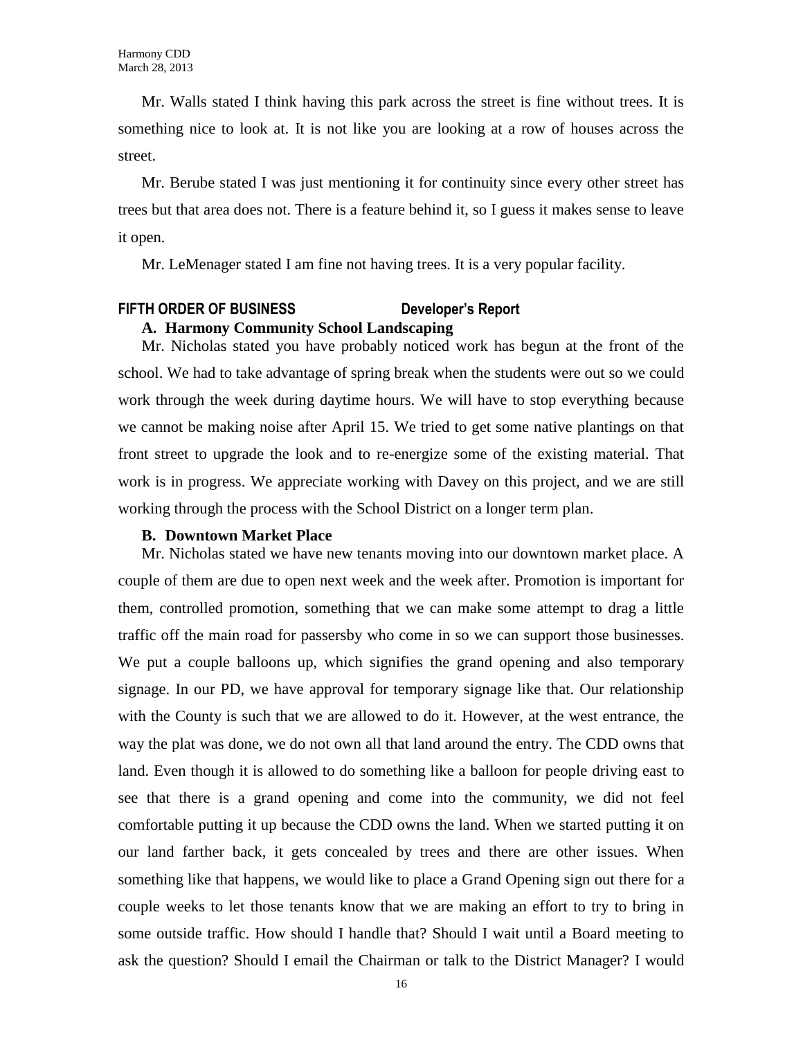Mr. Walls stated I think having this park across the street is fine without trees. It is something nice to look at. It is not like you are looking at a row of houses across the street.

Mr. Berube stated I was just mentioning it for continuity since every other street has trees but that area does not. There is a feature behind it, so I guess it makes sense to leave it open.

Mr. LeMenager stated I am fine not having trees. It is a very popular facility.

## FIFTH ORDER OF BUSINESS Developer's Report

### A. Harmony Community School Landscaping

Mr. Nicholas stated you have probably noticed work has begun at the front of the school. We had to take advantage of spring break when the students were out so we could work through the week during daytime hours. We will have to stop everything because we cannot be making noise after April 15. We tried to get some native plantings on that front street to upgrade the look and to re-energize some of the existing material. That work is in progress. We appreciate working with Davey on this project, and we are still working through the process with the School District on a longer term plan.

### B. Downtown Market Place

Mr. Nicholas stated we have new tenants moving into our downtown market place. A couple of them are due to open next week and the week after. Promotion is important for them, controlled promotion, something that we can make some attempt to drag a little traffic off the main road for passersby who come in so we can support those businesses. We put a couple balloons up, which signifies the grand opening and also temporary signage. In our PD, we have approval for temporary signage like that. Our relationship with the County is such that we are allowed to do it. However, at the west entrance, the way the plat was done, we do not own all that land around the entry. The CDD owns that land. Even though it is allowed to do something like a balloon for people driving east to see that there is a grand opening and come into the community, we did not feel comfortable putting it up because the CDD owns the land. When we started putting it on our land farther back, it gets concealed by trees and there are other issues. When something like that happens, we would like to place a Grand Opening sign out there for a couple weeks to let those tenants know that we are making an effort to try to bring in some outside traffic. How should I handle that? Should I wait until a Board meeting to ask the question? Should I email the Chairman or talk to the District Manager? I would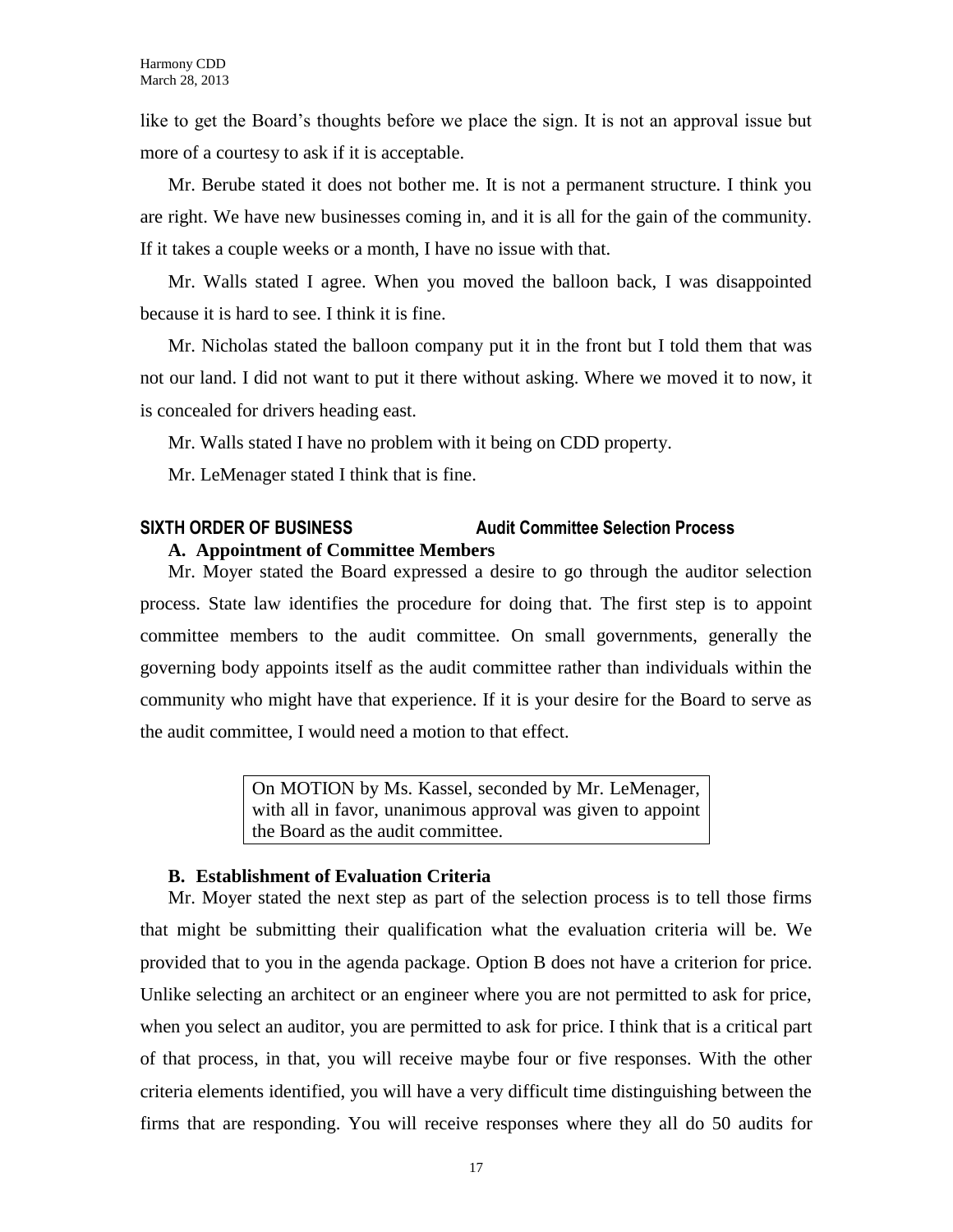like to get the Board's thoughts before we place the sign. It is not an approval issue but more of a courtesy to ask if it is acceptable.

Mr. Berube stated it does not bother me. It is not a permanent structure. I think you are right. We have new businesses coming in, and it is all for the gain of the community. If it takes a couple weeks or a month, I have no issue with that.

Mr. Walls stated I agree. When you moved the balloon back, I was disappointed because it is hard to see. I think it is fine.

Mr. Nicholas stated the balloon company put it in the front but I told them that was not our land. I did not want to put it there without asking. Where we moved it to now, it is concealed for drivers heading east.

Mr. Walls stated I have no problem with it being on CDD property.

Mr. LeMenager stated I think that is fine.

## SIXTH ORDER OF BUSINESS — Audit Committee Selection Process

### A. Appointment of Committee Members

Mr. Moyer stated the Board expressed a desire to go through the auditor selection process. State law identifies the procedure for doing that. The first step is to appoint committee members to the audit committee. On small governments, generally the governing body appoints itself as the audit committee rather than individuals within the community who might have that experience. If it is your desire for the Board to serve as the audit committee, I would need a motion to that effect.

> On MOTION by Ms. Kassel, seconded by Mr. LeMenager, with all in favor, unanimous approval was given to appoint the Board as the audit committee.

### B. Establishment of Evaluation Criteria

Mr. Moyer stated the next step as part of the selection process is to tell those firms that might be submitting their qualification what the evaluation criteria will be. We provided that to you in the agenda package. Option B does not have a criterion for price. Unlike selecting an architect or an engineer where you are not permitted to ask for price, when you select an auditor, you are permitted to ask for price. I think that is a critical part of that process, in that, you will receive maybe four or five responses. With the other criteria elements identified, you will have a very difficult time distinguishing between the firms that are responding. You will receive responses where they all do 50 audits for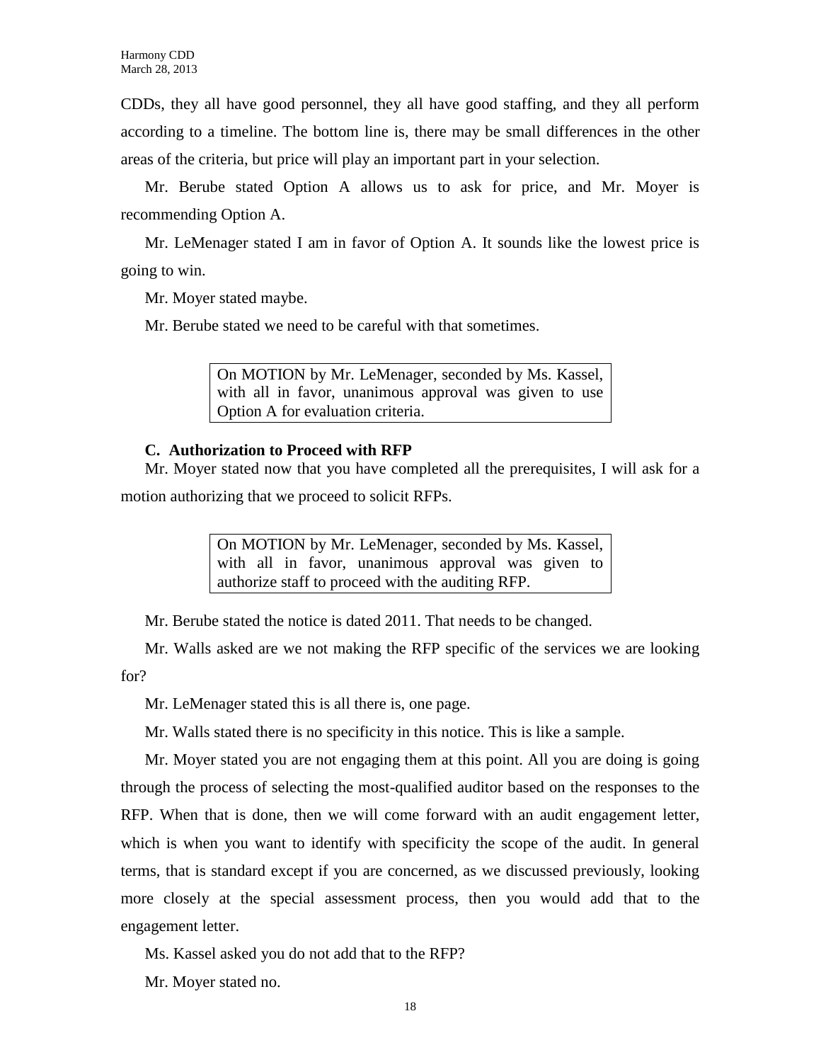CDDs, they all have good personnel, they all have good staffing, and they all perform according to a timeline. The bottom line is, there may be small differences in the other areas of the criteria, but price will play an important part in your selection.

Mr. Berube stated Option A allows us to ask for price, and Mr. Moyer is recommending Option A.

Mr. LeMenager stated I am in favor of Option A. It sounds like the lowest price is going to win.

Mr. Moyer stated maybe.

Mr. Berube stated we need to be careful with that sometimes.

> On MOTION by Mr. LeMenager, seconded by Ms. Kassel, with all in favor, unanimous approval was given to use Option A for evaluation criteria.

**C. Authorization to Proceed with RFP**

Mr. Moyer stated now that you have completed all the prerequisites, I will ask for a motion authorizing that we proceed to solicit RFPs.

> On MOTION by Mr. LeMenager, seconded by Ms. Kassel, with all in favor, unanimous approval was given to authorize staff to proceed with the auditing RFP.

Mr. Berube stated the notice is dated 2011. That needs to be changed.

Mr. Walls asked are we not making the RFP specific of the services we are looking for?

Mr. LeMenager stated this is all there is, one page.

Mr. Walls stated there is no specificity in this notice. This is like a sample.

Mr. Moyer stated you are not engaging them at this point. All you are doing is going through the process of selecting the most-qualified auditor based on the responses to the RFP. When that is done, then we will come forward with an audit engagement letter, which is when you want to identify with specificity the scope of the audit. In general terms, that is standard except if you are concerned, as we discussed previously, looking more closely at the special assessment process, then you would add that to the engagement letter.

Ms. Kassel asked you do not add that to the RFP?

Mr. Moyer stated no.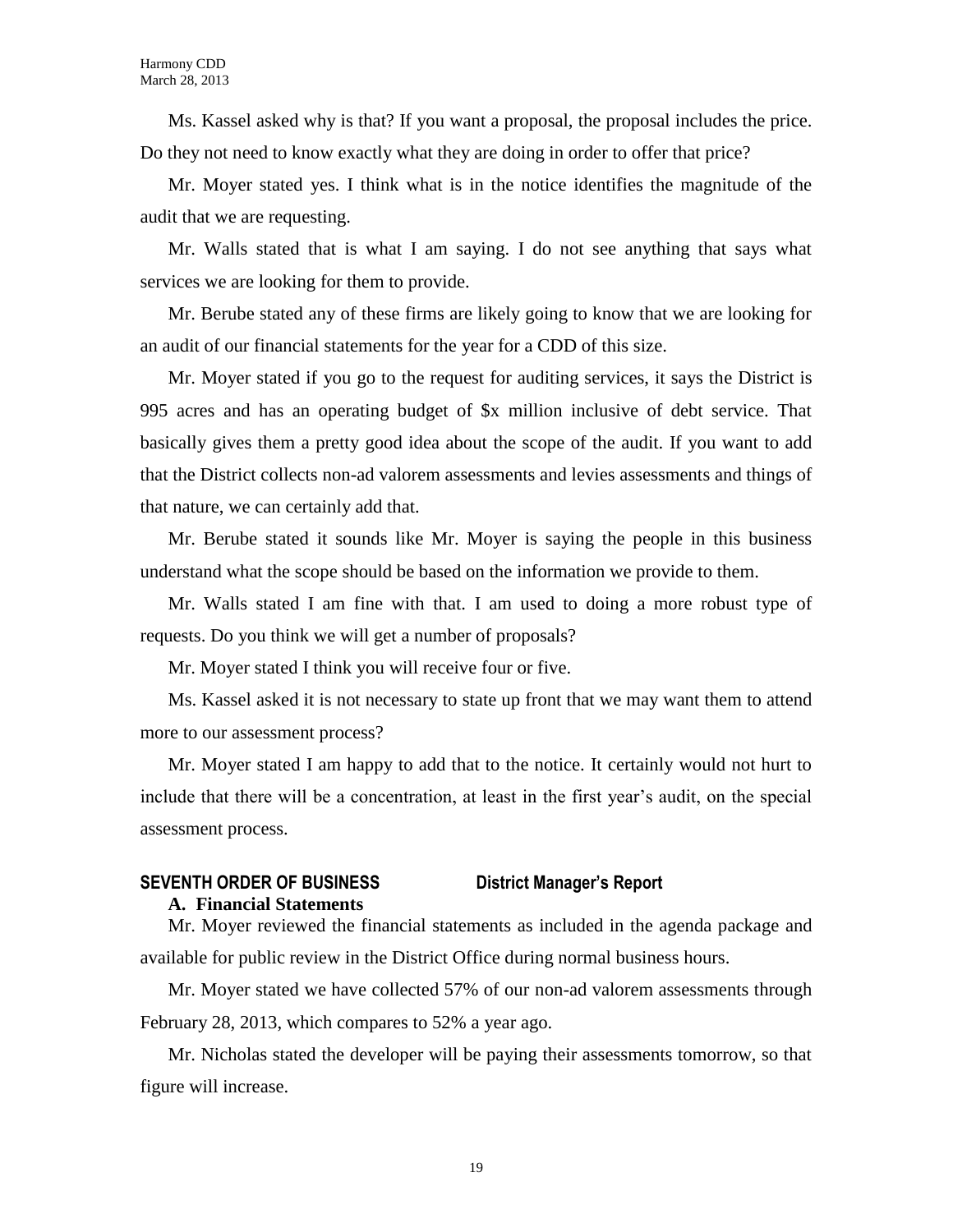Ms. Kassel asked why is that? If you want a proposal, the proposal includes the price. Do they not need to know exactly what they are doing in order to offer that price?

Mr. Moyer stated yes. I think what is in the notice identifies the magnitude of the audit that we are requesting.

Mr. Walls stated that is what I am saying. I do not see anything that says what services we are looking for them to provide.

Mr. Berube stated any of these firms are likely going to know that we are looking for an audit of our financial statements for the year for a CDD of this size.

Mr. Moyer stated if you go to the request for auditing services, it says the District is 995 acres and has an operating budget of $x million inclusive of debt service. That basically gives them a pretty good idea about the scope of the audit. If you want to add that the District collects non-ad valorem assessments and levies assessments and things of that nature, we can certainly add that.

Mr. Berube stated it sounds like Mr. Moyer is saying the people in this business understand what the scope should be based on the information we provide to them.

Mr. Walls stated I am fine with that. I am used to doing a more robust type of requests. Do you think we will get a number of proposals?

Mr. Moyer stated I think you will receive four or five.

Ms. Kassel asked it is not necessary to state up front that we may want them to attend more to our assessment process?

Mr. Moyer stated I am happy to add that to the notice. It certainly would not hurt to include that there will be a concentration, at least in the first year's audit, on the special assessment process.

## SEVENTH ORDER OF BUSINESS District Manager's Report

### A. Financial Statements

Mr. Moyer reviewed the financial statements as included in the agenda package and available for public review in the District Office during normal business hours.

Mr. Moyer stated we have collected 57% of our non-ad valorem assessments through February 28, 2013, which compares to 52% a year ago.

Mr. Nicholas stated the developer will be paying their assessments tomorrow, so that figure will increase.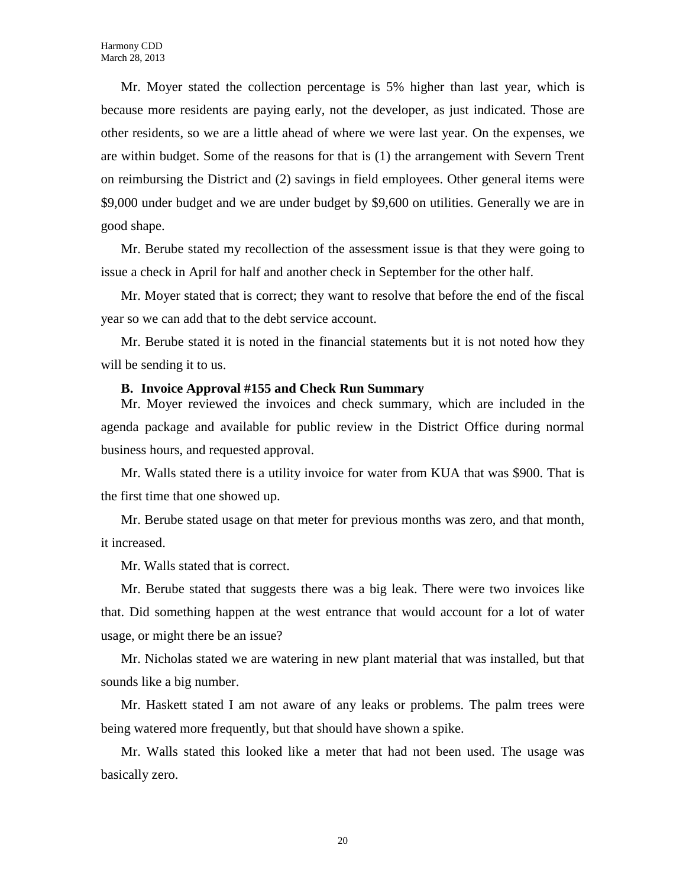Mr. Moyer stated the collection percentage is 5% higher than last year, which is because more residents are paying early, not the developer, as just indicated. Those are other residents, so we are a little ahead of where we were last year. On the expenses, we are within budget. Some of the reasons for that is (1) the arrangement with Severn Trent on reimbursing the District and (2) savings in field employees. Other general items were $9,000 under budget and we are under budget by $9,600 on utilities. Generally we are in good shape.

Mr. Berube stated my recollection of the assessment issue is that they were going to issue a check in April for half and another check in September for the other half.

Mr. Moyer stated that is correct; they want to resolve that before the end of the fiscal year so we can add that to the debt service account.

Mr. Berube stated it is noted in the financial statements but it is not noted how they will be sending it to us.

**B. Invoice Approval #155 and Check Run Summary**

Mr. Moyer reviewed the invoices and check summary, which are included in the agenda package and available for public review in the District Office during normal business hours, and requested approval.

Mr. Walls stated there is a utility invoice for water from KUA that was $900. That is the first time that one showed up.

Mr. Berube stated usage on that meter for previous months was zero, and that month, it increased.

Mr. Walls stated that is correct.

Mr. Berube stated that suggests there was a big leak. There were two invoices like that. Did something happen at the west entrance that would account for a lot of water usage, or might there be an issue?

Mr. Nicholas stated we are watering in new plant material that was installed, but that sounds like a big number.

Mr. Haskett stated I am not aware of any leaks or problems. The palm trees were being watered more frequently, but that should have shown a spike.

Mr. Walls stated this looked like a meter that had not been used. The usage was basically zero.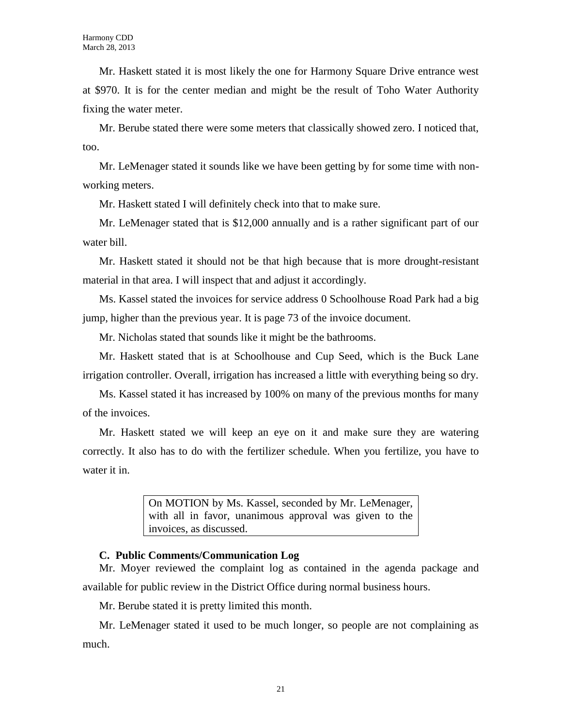Mr. Haskett stated it is most likely the one for Harmony Square Drive entrance west at $970. It is for the center median and might be the result of Toho Water Authority fixing the water meter.

Mr. Berube stated there were some meters that classically showed zero. I noticed that, too.

Mr. LeMenager stated it sounds like we have been getting by for some time with non-working meters.

Mr. Haskett stated I will definitely check into that to make sure.

Mr. LeMenager stated that is $12,000 annually and is a rather significant part of our water bill.

Mr. Haskett stated it should not be that high because that is more drought-resistant material in that area. I will inspect that and adjust it accordingly.

Ms. Kassel stated the invoices for service address 0 Schoolhouse Road Park had a big jump, higher than the previous year. It is page 73 of the invoice document.

Mr. Nicholas stated that sounds like it might be the bathrooms.

Mr. Haskett stated that is at Schoolhouse and Cup Seed, which is the Buck Lane irrigation controller. Overall, irrigation has increased a little with everything being so dry.

Ms. Kassel stated it has increased by 100% on many of the previous months for many of the invoices.

Mr. Haskett stated we will keep an eye on it and make sure they are watering correctly. It also has to do with the fertilizer schedule. When you fertilize, you have to water it in.

> On MOTION by Ms. Kassel, seconded by Mr. LeMenager, with all in favor, unanimous approval was given to the invoices, as discussed.

**C. Public Comments/Communication Log**

Mr. Moyer reviewed the complaint log as contained in the agenda package and available for public review in the District Office during normal business hours.

Mr. Berube stated it is pretty limited this month.

Mr. LeMenager stated it used to be much longer, so people are not complaining as much.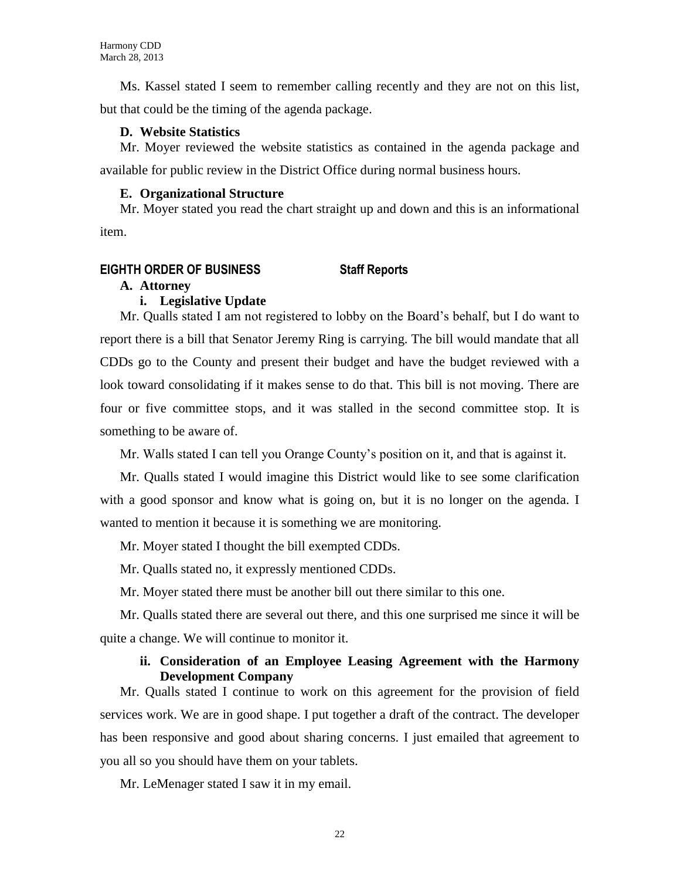Ms. Kassel stated I seem to remember calling recently and they are not on this list, but that could be the timing of the agenda package.

**D. Website Statistics**

Mr. Moyer reviewed the website statistics as contained in the agenda package and available for public review in the District Office during normal business hours.

**E. Organizational Structure**

Mr. Moyer stated you read the chart straight up and down and this is an informational item.

## EIGHTH ORDER OF BUSINESS Staff Reports

**A. Attorney**

**i. Legislative Update**

Mr. Qualls stated I am not registered to lobby on the Board's behalf, but I do want to report there is a bill that Senator Jeremy Ring is carrying. The bill would mandate that all CDDs go to the County and present their budget and have the budget reviewed with a look toward consolidating if it makes sense to do that. This bill is not moving. There are four or five committee stops, and it was stalled in the second committee stop. It is something to be aware of.

Mr. Walls stated I can tell you Orange County's position on it, and that is against it.

Mr. Qualls stated I would imagine this District would like to see some clarification with a good sponsor and know what is going on, but it is no longer on the agenda. I wanted to mention it because it is something we are monitoring.

Mr. Moyer stated I thought the bill exempted CDDs.

Mr. Qualls stated no, it expressly mentioned CDDs.

Mr. Moyer stated there must be another bill out there similar to this one.

Mr. Qualls stated there are several out there, and this one surprised me since it will be quite a change. We will continue to monitor it.

**ii. Consideration of an Employee Leasing Agreement with the Harmony Development Company**

Mr. Qualls stated I continue to work on this agreement for the provision of field services work. We are in good shape. I put together a draft of the contract. The developer has been responsive and good about sharing concerns. I just emailed that agreement to you all so you should have them on your tablets.

Mr. LeMenager stated I saw it in my email.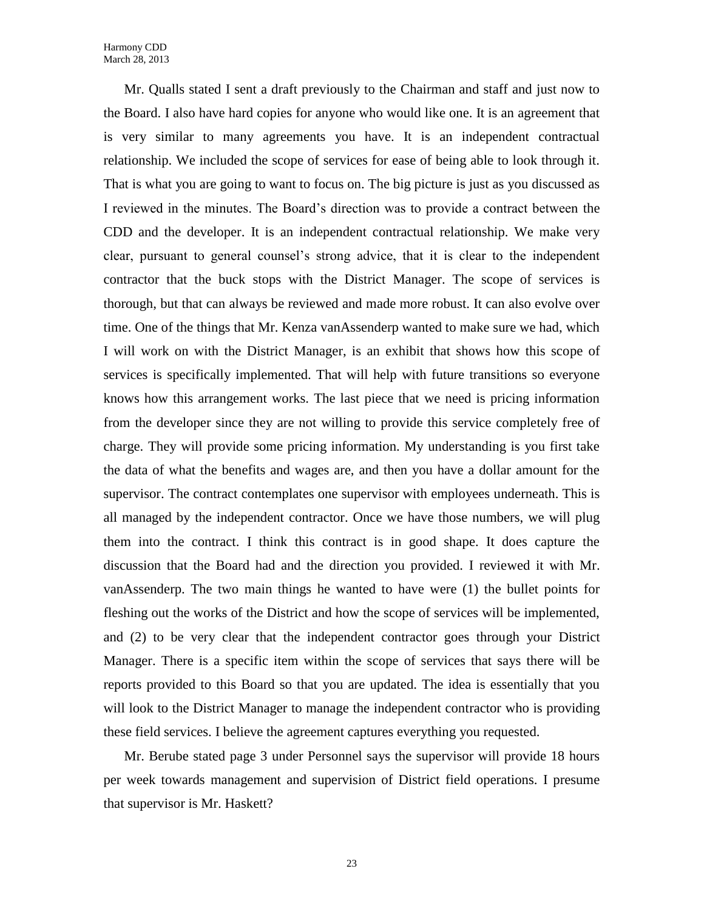Mr. Qualls stated I sent a draft previously to the Chairman and staff and just now to the Board. I also have hard copies for anyone who would like one. It is an agreement that is very similar to many agreements you have. It is an independent contractual relationship. We included the scope of services for ease of being able to look through it. That is what you are going to want to focus on. The big picture is just as you discussed as I reviewed in the minutes. The Board's direction was to provide a contract between the CDD and the developer. It is an independent contractual relationship. We make very clear, pursuant to general counsel's strong advice, that it is clear to the independent contractor that the buck stops with the District Manager. The scope of services is thorough, but that can always be reviewed and made more robust. It can also evolve over time. One of the things that Mr. Kenza vanAssenderp wanted to make sure we had, which I will work on with the District Manager, is an exhibit that shows how this scope of services is specifically implemented. That will help with future transitions so everyone knows how this arrangement works. The last piece that we need is pricing information from the developer since they are not willing to provide this service completely free of charge. They will provide some pricing information. My understanding is you first take the data of what the benefits and wages are, and then you have a dollar amount for the supervisor. The contract contemplates one supervisor with employees underneath. This is all managed by the independent contractor. Once we have those numbers, we will plug them into the contract. I think this contract is in good shape. It does capture the discussion that the Board had and the direction you provided. I reviewed it with Mr. vanAssenderp. The two main things he wanted to have were (1) the bullet points for fleshing out the works of the District and how the scope of services will be implemented, and (2) to be very clear that the independent contractor goes through your District Manager. There is a specific item within the scope of services that says there will be reports provided to this Board so that you are updated. The idea is essentially that you will look to the District Manager to manage the independent contractor who is providing these field services. I believe the agreement captures everything you requested.

Mr. Berube stated page 3 under Personnel says the supervisor will provide 18 hours per week towards management and supervision of District field operations. I presume that supervisor is Mr. Haskett?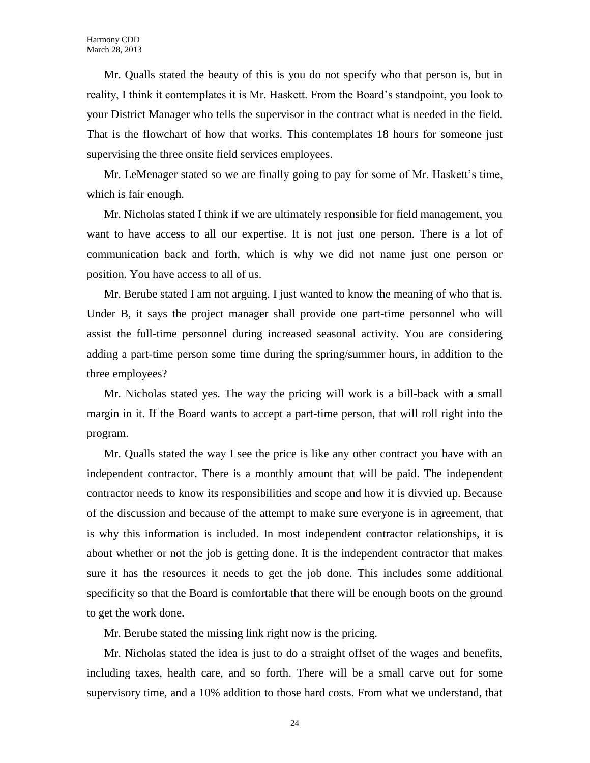Mr. Qualls stated the beauty of this is you do not specify who that person is, but in reality, I think it contemplates it is Mr. Haskett. From the Board's standpoint, you look to your District Manager who tells the supervisor in the contract what is needed in the field. That is the flowchart of how that works. This contemplates 18 hours for someone just supervising the three onsite field services employees.

Mr. LeMenager stated so we are finally going to pay for some of Mr. Haskett's time, which is fair enough.

Mr. Nicholas stated I think if we are ultimately responsible for field management, you want to have access to all our expertise. It is not just one person. There is a lot of communication back and forth, which is why we did not name just one person or position. You have access to all of us.

Mr. Berube stated I am not arguing. I just wanted to know the meaning of who that is. Under B, it says the project manager shall provide one part-time personnel who will assist the full-time personnel during increased seasonal activity. You are considering adding a part-time person some time during the spring/summer hours, in addition to the three employees?

Mr. Nicholas stated yes. The way the pricing will work is a bill-back with a small margin in it. If the Board wants to accept a part-time person, that will roll right into the program.

Mr. Qualls stated the way I see the price is like any other contract you have with an independent contractor. There is a monthly amount that will be paid. The independent contractor needs to know its responsibilities and scope and how it is divvied up. Because of the discussion and because of the attempt to make sure everyone is in agreement, that is why this information is included. In most independent contractor relationships, it is about whether or not the job is getting done. It is the independent contractor that makes sure it has the resources it needs to get the job done. This includes some additional specificity so that the Board is comfortable that there will be enough boots on the ground to get the work done.

Mr. Berube stated the missing link right now is the pricing.

Mr. Nicholas stated the idea is just to do a straight offset of the wages and benefits, including taxes, health care, and so forth. There will be a small carve out for some supervisory time, and a 10% addition to those hard costs. From what we understand, that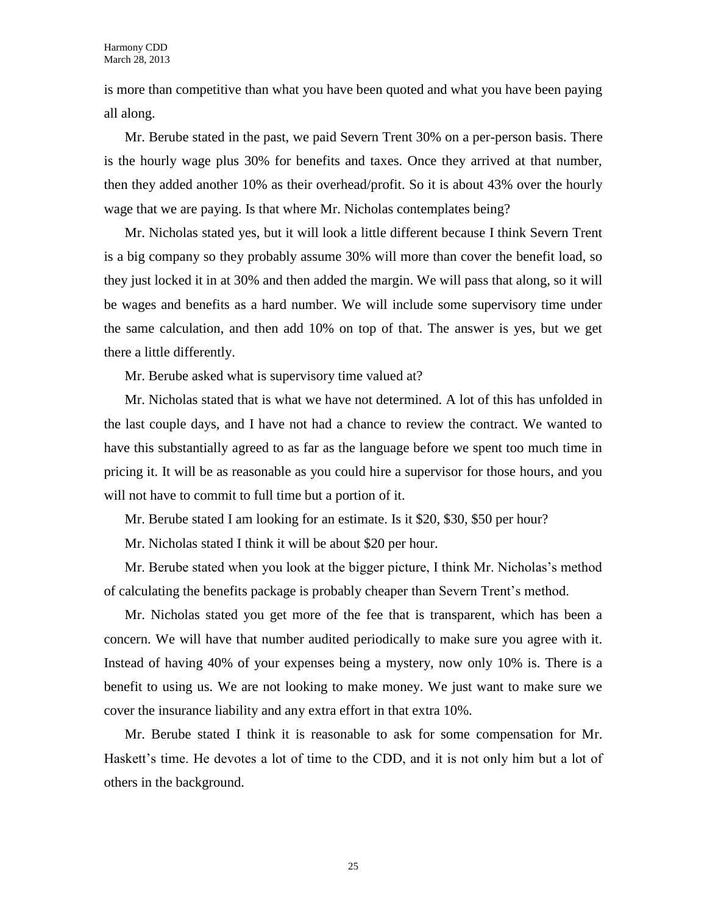is more than competitive than what you have been quoted and what you have been paying all along.

Mr. Berube stated in the past, we paid Severn Trent 30% on a per-person basis. There is the hourly wage plus 30% for benefits and taxes. Once they arrived at that number, then they added another 10% as their overhead/profit. So it is about 43% over the hourly wage that we are paying. Is that where Mr. Nicholas contemplates being?

Mr. Nicholas stated yes, but it will look a little different because I think Severn Trent is a big company so they probably assume 30% will more than cover the benefit load, so they just locked it in at 30% and then added the margin. We will pass that along, so it will be wages and benefits as a hard number. We will include some supervisory time under the same calculation, and then add 10% on top of that. The answer is yes, but we get there a little differently.

Mr. Berube asked what is supervisory time valued at?

Mr. Nicholas stated that is what we have not determined. A lot of this has unfolded in the last couple days, and I have not had a chance to review the contract. We wanted to have this substantially agreed to as far as the language before we spent too much time in pricing it. It will be as reasonable as you could hire a supervisor for those hours, and you will not have to commit to full time but a portion of it.

Mr. Berube stated I am looking for an estimate. Is it $20, $30, $50 per hour?

Mr. Nicholas stated I think it will be about $20 per hour.

Mr. Berube stated when you look at the bigger picture, I think Mr. Nicholas's method of calculating the benefits package is probably cheaper than Severn Trent's method.

Mr. Nicholas stated you get more of the fee that is transparent, which has been a concern. We will have that number audited periodically to make sure you agree with it. Instead of having 40% of your expenses being a mystery, now only 10% is. There is a benefit to using us. We are not looking to make money. We just want to make sure we cover the insurance liability and any extra effort in that extra 10%.

Mr. Berube stated I think it is reasonable to ask for some compensation for Mr. Haskett's time. He devotes a lot of time to the CDD, and it is not only him but a lot of others in the background.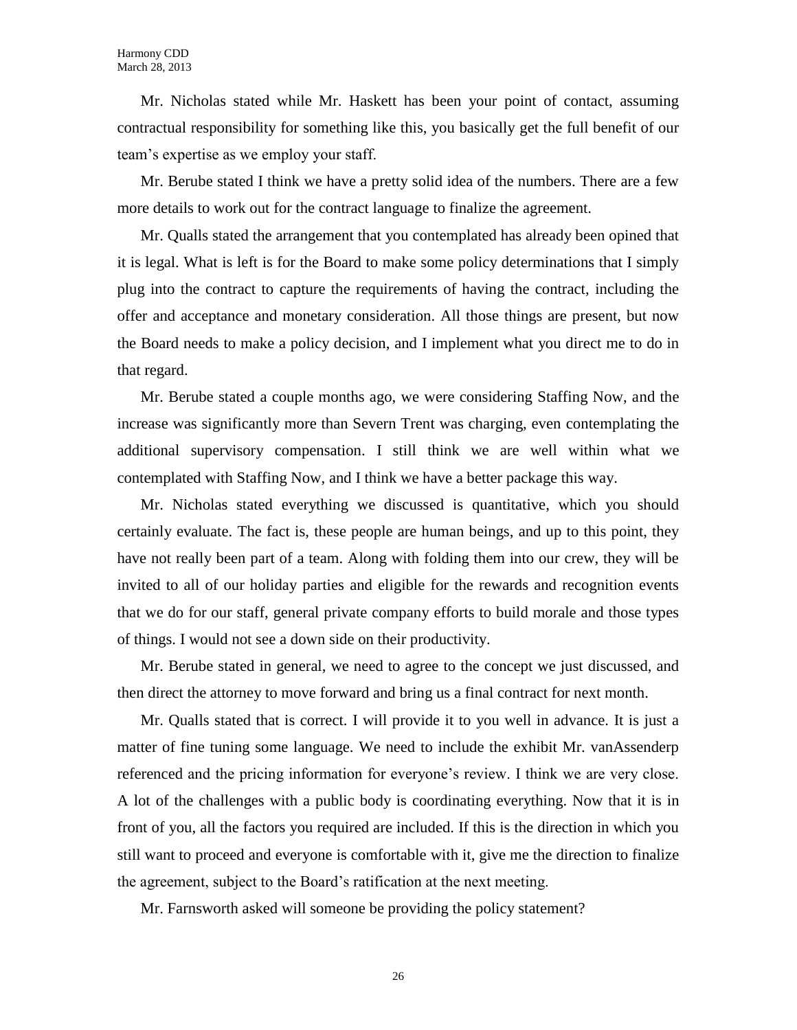Mr. Nicholas stated while Mr. Haskett has been your point of contact, assuming contractual responsibility for something like this, you basically get the full benefit of our team's expertise as we employ your staff.

Mr. Berube stated I think we have a pretty solid idea of the numbers. There are a few more details to work out for the contract language to finalize the agreement.

Mr. Qualls stated the arrangement that you contemplated has already been opined that it is legal. What is left is for the Board to make some policy determinations that I simply plug into the contract to capture the requirements of having the contract, including the offer and acceptance and monetary consideration. All those things are present, but now the Board needs to make a policy decision, and I implement what you direct me to do in that regard.

Mr. Berube stated a couple months ago, we were considering Staffing Now, and the increase was significantly more than Severn Trent was charging, even contemplating the additional supervisory compensation. I still think we are well within what we contemplated with Staffing Now, and I think we have a better package this way.

Mr. Nicholas stated everything we discussed is quantitative, which you should certainly evaluate. The fact is, these people are human beings, and up to this point, they have not really been part of a team. Along with folding them into our crew, they will be invited to all of our holiday parties and eligible for the rewards and recognition events that we do for our staff, general private company efforts to build morale and those types of things. I would not see a down side on their productivity.

Mr. Berube stated in general, we need to agree to the concept we just discussed, and then direct the attorney to move forward and bring us a final contract for next month.

Mr. Qualls stated that is correct. I will provide it to you well in advance. It is just a matter of fine tuning some language. We need to include the exhibit Mr. vanAssenderp referenced and the pricing information for everyone's review. I think we are very close. A lot of the challenges with a public body is coordinating everything. Now that it is in front of you, all the factors you required are included. If this is the direction in which you still want to proceed and everyone is comfortable with it, give me the direction to finalize the agreement, subject to the Board's ratification at the next meeting.

Mr. Farnsworth asked will someone be providing the policy statement?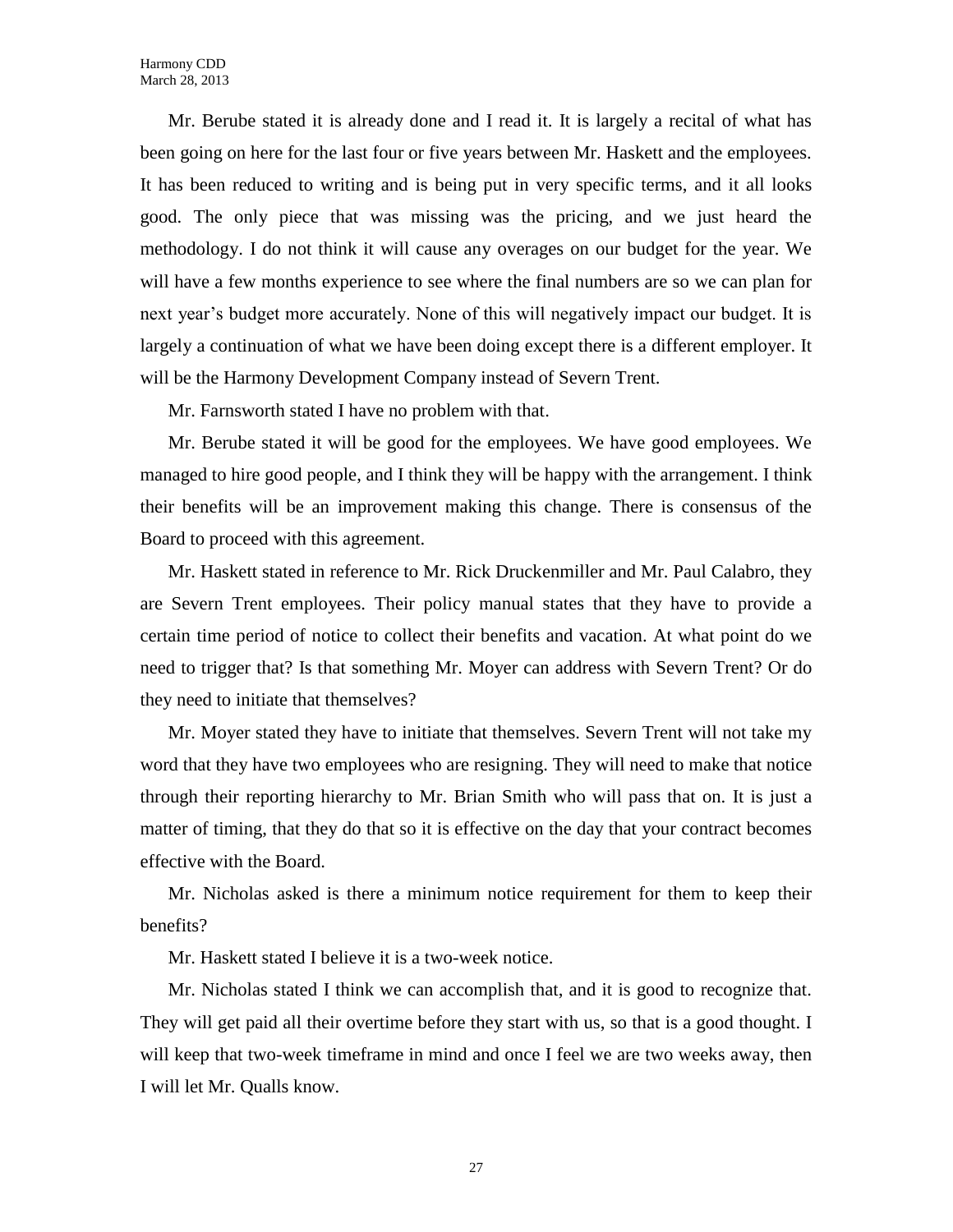Mr. Berube stated it is already done and I read it. It is largely a recital of what has been going on here for the last four or five years between Mr. Haskett and the employees. It has been reduced to writing and is being put in very specific terms, and it all looks good. The only piece that was missing was the pricing, and we just heard the methodology. I do not think it will cause any overages on our budget for the year. We will have a few months experience to see where the final numbers are so we can plan for next year's budget more accurately. None of this will negatively impact our budget. It is largely a continuation of what we have been doing except there is a different employer. It will be the Harmony Development Company instead of Severn Trent.

Mr. Farnsworth stated I have no problem with that.

Mr. Berube stated it will be good for the employees. We have good employees. We managed to hire good people, and I think they will be happy with the arrangement. I think their benefits will be an improvement making this change. There is consensus of the Board to proceed with this agreement.

Mr. Haskett stated in reference to Mr. Rick Druckenmiller and Mr. Paul Calabro, they are Severn Trent employees. Their policy manual states that they have to provide a certain time period of notice to collect their benefits and vacation. At what point do we need to trigger that? Is that something Mr. Moyer can address with Severn Trent? Or do they need to initiate that themselves?

Mr. Moyer stated they have to initiate that themselves. Severn Trent will not take my word that they have two employees who are resigning. They will need to make that notice through their reporting hierarchy to Mr. Brian Smith who will pass that on. It is just a matter of timing, that they do that so it is effective on the day that your contract becomes effective with the Board.

Mr. Nicholas asked is there a minimum notice requirement for them to keep their benefits?

Mr. Haskett stated I believe it is a two-week notice.

Mr. Nicholas stated I think we can accomplish that, and it is good to recognize that. They will get paid all their overtime before they start with us, so that is a good thought. I will keep that two-week timeframe in mind and once I feel we are two weeks away, then I will let Mr. Qualls know.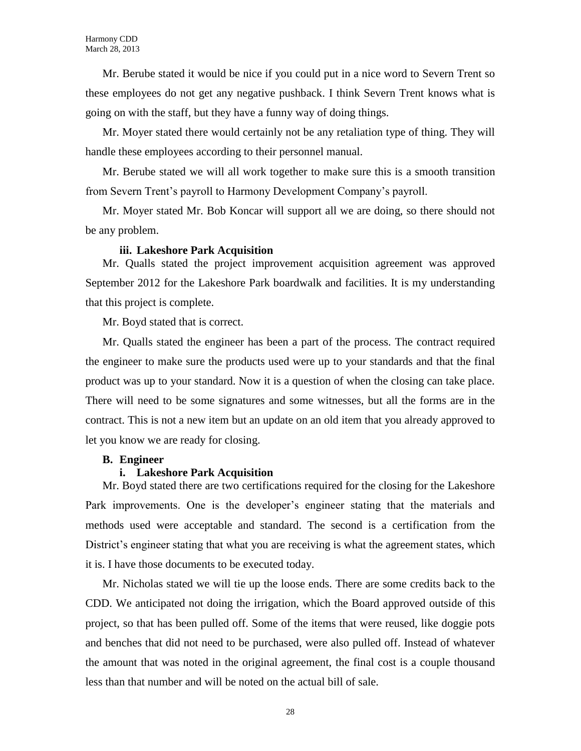Mr. Berube stated it would be nice if you could put in a nice word to Severn Trent so these employees do not get any negative pushback. I think Severn Trent knows what is going on with the staff, but they have a funny way of doing things.

Mr. Moyer stated there would certainly not be any retaliation type of thing. They will handle these employees according to their personnel manual.

Mr. Berube stated we will all work together to make sure this is a smooth transition from Severn Trent's payroll to Harmony Development Company's payroll.

Mr. Moyer stated Mr. Bob Koncar will support all we are doing, so there should not be any problem.

**iii. Lakeshore Park Acquisition**

Mr. Qualls stated the project improvement acquisition agreement was approved September 2012 for the Lakeshore Park boardwalk and facilities. It is my understanding that this project is complete.

Mr. Boyd stated that is correct.

Mr. Qualls stated the engineer has been a part of the process. The contract required the engineer to make sure the products used were up to your standards and that the final product was up to your standard. Now it is a question of when the closing can take place. There will need to be some signatures and some witnesses, but all the forms are in the contract. This is not a new item but an update on an old item that you already approved to let you know we are ready for closing.

**B. Engineer**

**i. Lakeshore Park Acquisition**

Mr. Boyd stated there are two certifications required for the closing for the Lakeshore Park improvements. One is the developer's engineer stating that the materials and methods used were acceptable and standard. The second is a certification from the District's engineer stating that what you are receiving is what the agreement states, which it is. I have those documents to be executed today.

Mr. Nicholas stated we will tie up the loose ends. There are some credits back to the CDD. We anticipated not doing the irrigation, which the Board approved outside of this project, so that has been pulled off. Some of the items that were reused, like doggie pots and benches that did not need to be purchased, were also pulled off. Instead of whatever the amount that was noted in the original agreement, the final cost is a couple thousand less than that number and will be noted on the actual bill of sale.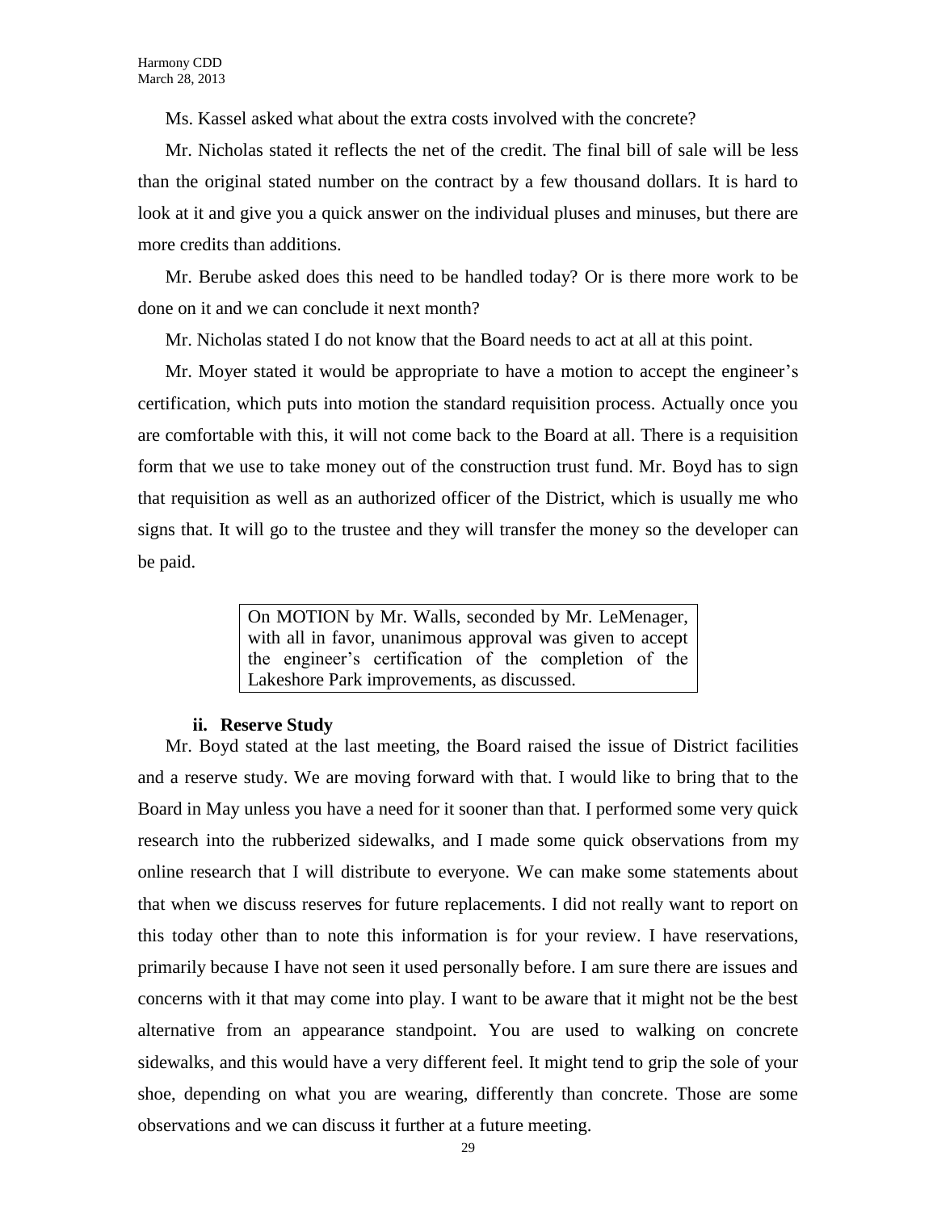Ms. Kassel asked what about the extra costs involved with the concrete?

Mr. Nicholas stated it reflects the net of the credit. The final bill of sale will be less than the original stated number on the contract by a few thousand dollars. It is hard to look at it and give you a quick answer on the individual pluses and minuses, but there are more credits than additions.

Mr. Berube asked does this need to be handled today? Or is there more work to be done on it and we can conclude it next month?

Mr. Nicholas stated I do not know that the Board needs to act at all at this point.

Mr. Moyer stated it would be appropriate to have a motion to accept the engineer's certification, which puts into motion the standard requisition process. Actually once you are comfortable with this, it will not come back to the Board at all. There is a requisition form that we use to take money out of the construction trust fund. Mr. Boyd has to sign that requisition as well as an authorized officer of the District, which is usually me who signs that. It will go to the trustee and they will transfer the money so the developer can be paid.

> On MOTION by Mr. Walls, seconded by Mr. LeMenager, with all in favor, unanimous approval was given to accept the engineer's certification of the completion of the Lakeshore Park improvements, as discussed.

**ii. Reserve Study**

Mr. Boyd stated at the last meeting, the Board raised the issue of District facilities and a reserve study. We are moving forward with that. I would like to bring that to the Board in May unless you have a need for it sooner than that. I performed some very quick research into the rubberized sidewalks, and I made some quick observations from my online research that I will distribute to everyone. We can make some statements about that when we discuss reserves for future replacements. I did not really want to report on this today other than to note this information is for your review. I have reservations, primarily because I have not seen it used personally before. I am sure there are issues and concerns with it that may come into play. I want to be aware that it might not be the best alternative from an appearance standpoint. You are used to walking on concrete sidewalks, and this would have a very different feel. It might tend to grip the sole of your shoe, depending on what you are wearing, differently than concrete. Those are some observations and we can discuss it further at a future meeting.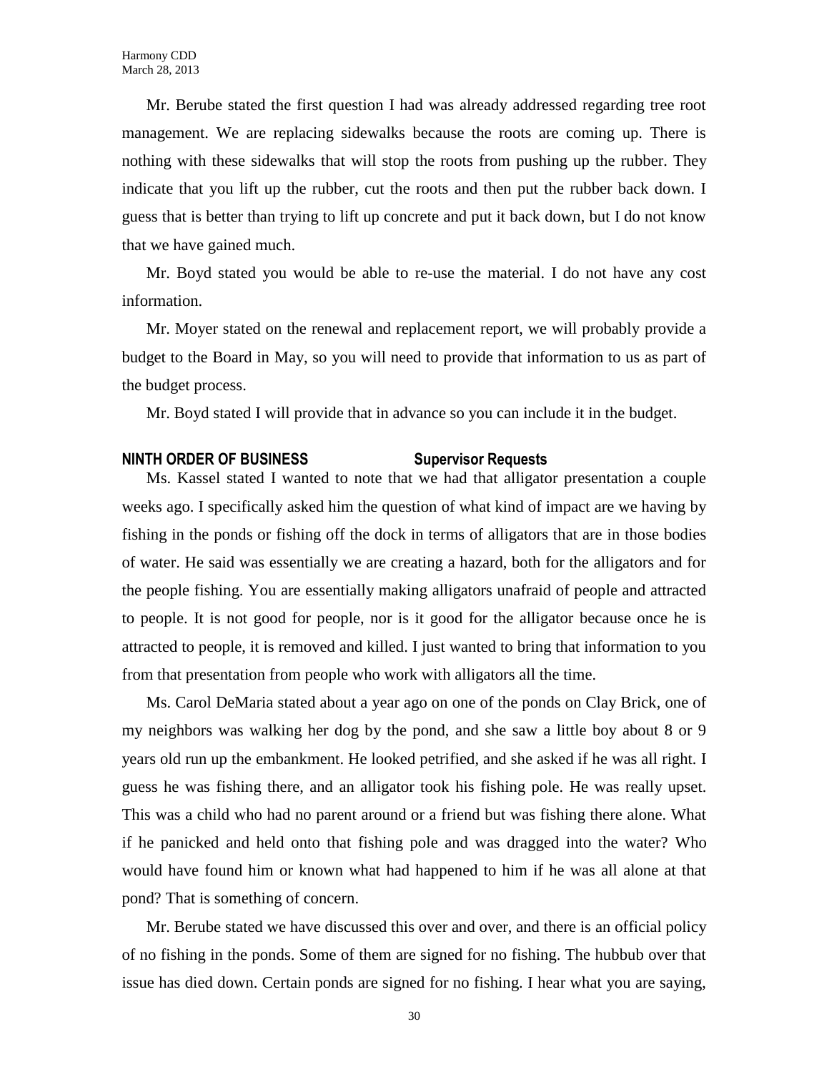Mr. Berube stated the first question I had was already addressed regarding tree root management. We are replacing sidewalks because the roots are coming up. There is nothing with these sidewalks that will stop the roots from pushing up the rubber. They indicate that you lift up the rubber, cut the roots and then put the rubber back down. I guess that is better than trying to lift up concrete and put it back down, but I do not know that we have gained much.

Mr. Boyd stated you would be able to re-use the material. I do not have any cost information.

Mr. Moyer stated on the renewal and replacement report, we will probably provide a budget to the Board in May, so you will need to provide that information to us as part of the budget process.

Mr. Boyd stated I will provide that in advance so you can include it in the budget.

**NINTH ORDER OF BUSINESS Supervisor Requests**

Ms. Kassel stated I wanted to note that we had that alligator presentation a couple weeks ago. I specifically asked him the question of what kind of impact are we having by fishing in the ponds or fishing off the dock in terms of alligators that are in those bodies of water. He said was essentially we are creating a hazard, both for the alligators and for the people fishing. You are essentially making alligators unafraid of people and attracted to people. It is not good for people, nor is it good for the alligator because once he is attracted to people, it is removed and killed. I just wanted to bring that information to you from that presentation from people who work with alligators all the time.

Ms. Carol DeMaria stated about a year ago on one of the ponds on Clay Brick, one of my neighbors was walking her dog by the pond, and she saw a little boy about 8 or 9 years old run up the embankment. He looked petrified, and she asked if he was all right. I guess he was fishing there, and an alligator took his fishing pole. He was really upset. This was a child who had no parent around or a friend but was fishing there alone. What if he panicked and held onto that fishing pole and was dragged into the water? Who would have found him or known what had happened to him if he was all alone at that pond? That is something of concern.

Mr. Berube stated we have discussed this over and over, and there is an official policy of no fishing in the ponds. Some of them are signed for no fishing. The hubbub over that issue has died down. Certain ponds are signed for no fishing. I hear what you are saying,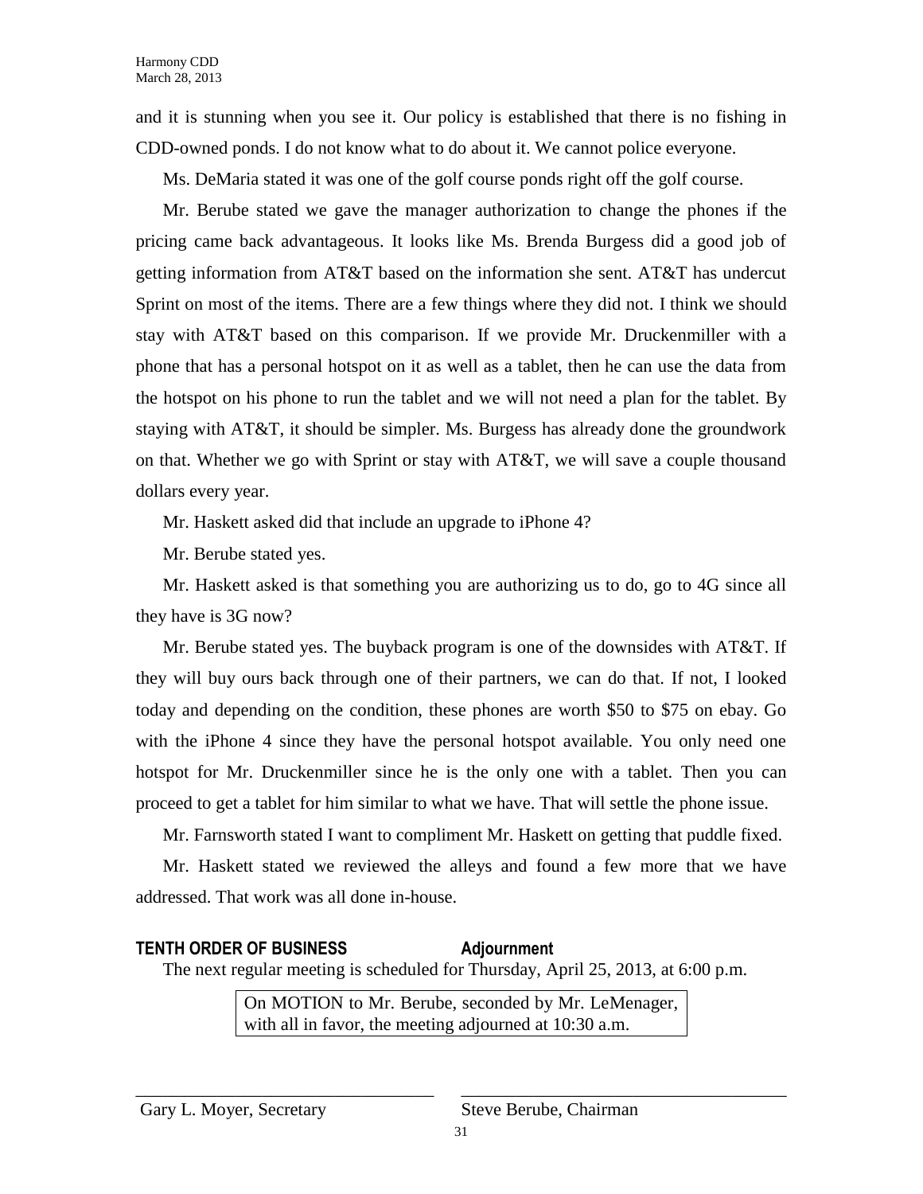and it is stunning when you see it. Our policy is established that there is no fishing in CDD-owned ponds. I do not know what to do about it. We cannot police everyone.

Ms. DeMaria stated it was one of the golf course ponds right off the golf course.

Mr. Berube stated we gave the manager authorization to change the phones if the pricing came back advantageous. It looks like Ms. Brenda Burgess did a good job of getting information from AT&T based on the information she sent. AT&T has undercut Sprint on most of the items. There are a few things where they did not. I think we should stay with AT&T based on this comparison. If we provide Mr. Druckenmiller with a phone that has a personal hotspot on it as well as a tablet, then he can use the data from the hotspot on his phone to run the tablet and we will not need a plan for the tablet. By staying with AT&T, it should be simpler. Ms. Burgess has already done the groundwork on that. Whether we go with Sprint or stay with AT&T, we will save a couple thousand dollars every year.

Mr. Haskett asked did that include an upgrade to iPhone 4?

Mr. Berube stated yes.

Mr. Haskett asked is that something you are authorizing us to do, go to 4G since all they have is 3G now?

Mr. Berube stated yes. The buyback program is one of the downsides with AT&T. If they will buy ours back through one of their partners, we can do that. If not, I looked today and depending on the condition, these phones are worth $50 to $75 on ebay. Go with the iPhone 4 since they have the personal hotspot available. You only need one hotspot for Mr. Druckenmiller since he is the only one with a tablet. Then you can proceed to get a tablet for him similar to what we have. That will settle the phone issue.

Mr. Farnsworth stated I want to compliment Mr. Haskett on getting that puddle fixed.

Mr. Haskett stated we reviewed the alleys and found a few more that we have addressed. That work was all done in-house.

## TENTH ORDER OF BUSINESS Adjournment

The next regular meeting is scheduled for Thursday, April 25, 2013, at 6:00 p.m.

On MOTION to Mr. Berube, seconded by Mr. LeMenager, with all in favor, the meeting adjourned at 10:30 a.m.

___________________________________ ___________________________________

Gary L. Moyer, Secretary Steve Berube, Chairman